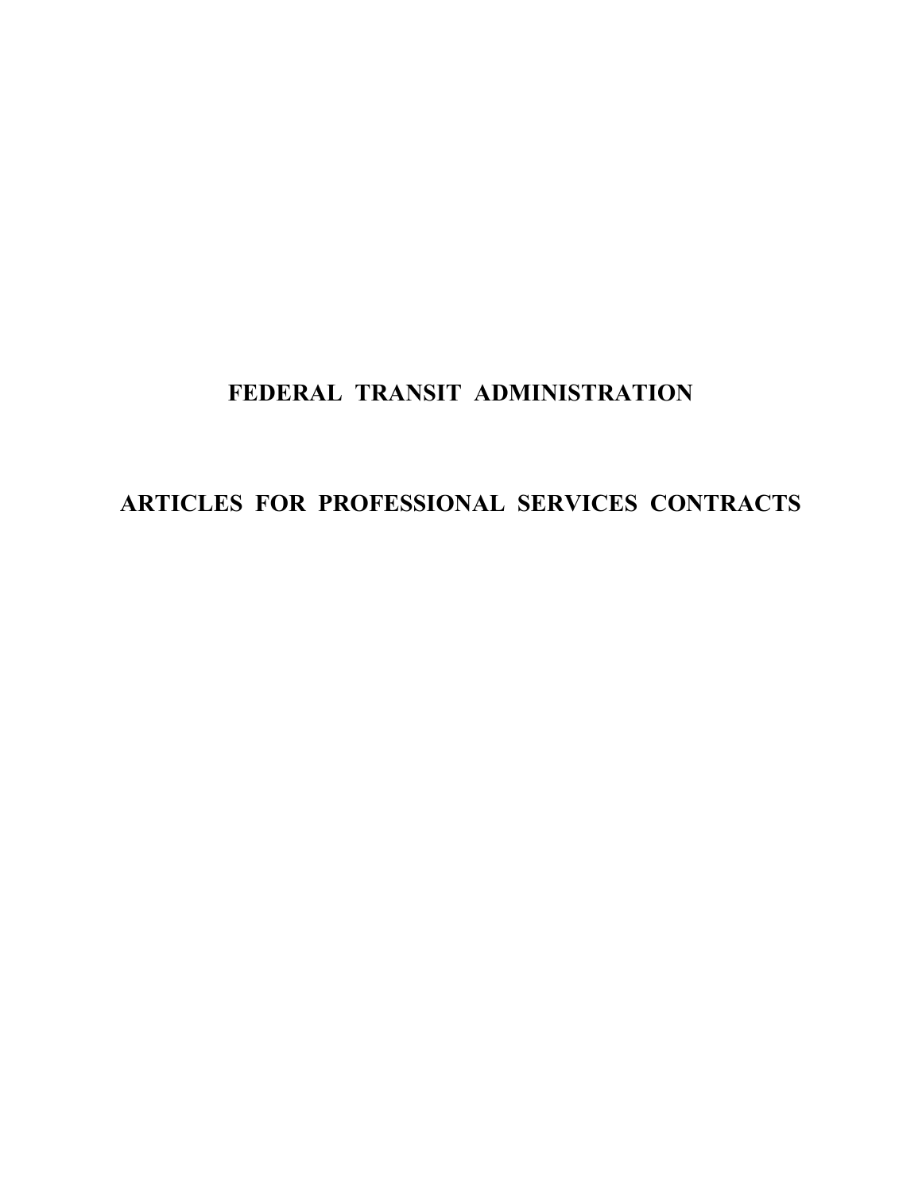# FEDERAL TRANSIT ADMINISTRATION

# ARTICLES FOR PROFESSIONAL SERVICES CONTRACTS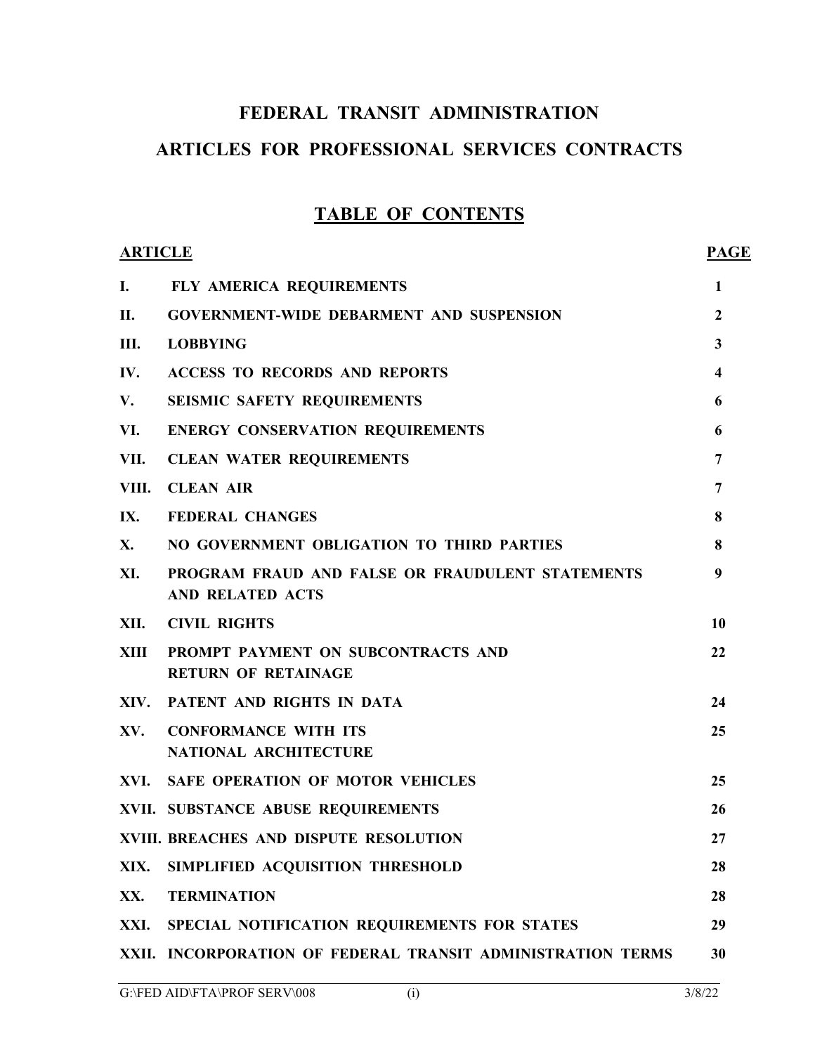# FEDERAL TRANSIT ADMINISTRATION

# ARTICLES FOR PROFESSIONAL SERVICES CONTRACTS

## TABLE OF CONTENTS

| ARTICLE | | PAGE |
|---|---|---|
| I. | FLY AMERICA REQUIREMENTS | 1 |
| II. | GOVERNMENT-WIDE DEBARMENT AND SUSPENSION | 2 |
| III. | LOBBYING | 3 |
| IV. | ACCESS TO RECORDS AND REPORTS | 4 |
| V. | SEISMIC SAFETY REQUIREMENTS | 6 |
| VI. | ENERGY CONSERVATION REQUIREMENTS | 6 |
| VII. | CLEAN WATER REQUIREMENTS | 7 |
| VIII. | CLEAN AIR | 7 |
| IX. | FEDERAL CHANGES | 8 |
| X. | NO GOVERNMENT OBLIGATION TO THIRD PARTIES | 8 |
| XI. | PROGRAM FRAUD AND FALSE OR FRAUDULENT STATEMENTS AND RELATED ACTS | 9 |
| XII. | CIVIL RIGHTS | 10 |
| XIII | PROMPT PAYMENT ON SUBCONTRACTS AND RETURN OF RETAINAGE | 22 |
| XIV. | PATENT AND RIGHTS IN DATA | 24 |
| XV. | CONFORMANCE WITH ITS NATIONAL ARCHITECTURE | 25 |
| XVI. | SAFE OPERATION OF MOTOR VEHICLES | 25 |
| XVII. | SUBSTANCE ABUSE REQUIREMENTS | 26 |
| XVIII. | BREACHES AND DISPUTE RESOLUTION | 27 |
| XIX. | SIMPLIFIED ACQUISITION THRESHOLD | 28 |
| XX. | TERMINATION | 28 |
| XXI. | SPECIAL NOTIFICATION REQUIREMENTS FOR STATES | 29 |
| XXII. | INCORPORATION OF FEDERAL TRANSIT ADMINISTRATION TERMS | 30 |

G:\FED AID\FTA\PROF SERV\008 (i) 3/8/22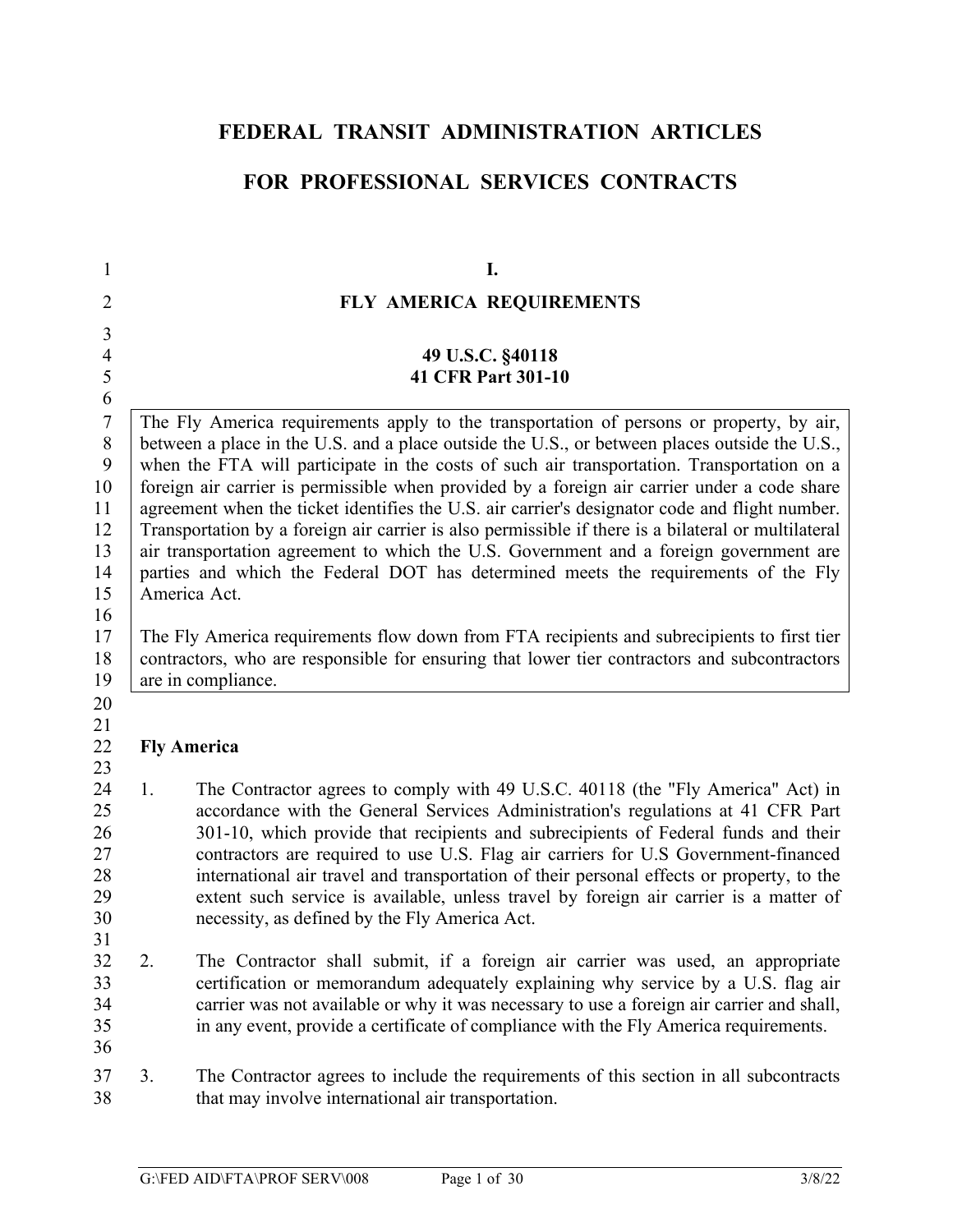# FEDERAL TRANSIT ADMINISTRATION ARTICLES

# FOR PROFESSIONAL SERVICES CONTRACTS

## I.

## FLY AMERICA REQUIREMENTS

**49 U.S.C. §40118**
**41 CFR Part 301-10**

> The Fly America requirements apply to the transportation of persons or property, by air, between a place in the U.S. and a place outside the U.S., or between places outside the U.S., when the FTA will participate in the costs of such air transportation. Transportation on a foreign air carrier is permissible when provided by a foreign air carrier under a code share agreement when the ticket identifies the U.S. air carrier's designator code and flight number. Transportation by a foreign air carrier is also permissible if there is a bilateral or multilateral air transportation agreement to which the U.S. Government and a foreign government are parties and which the Federal DOT has determined meets the requirements of the Fly America Act.
>
> The Fly America requirements flow down from FTA recipients and subrecipients to first tier contractors, who are responsible for ensuring that lower tier contractors and subcontractors are in compliance.

**Fly America**

1. The Contractor agrees to comply with 49 U.S.C. 40118 (the "Fly America" Act) in accordance with the General Services Administration's regulations at 41 CFR Part 301-10, which provide that recipients and subrecipients of Federal funds and their contractors are required to use U.S. Flag air carriers for U.S Government-financed international air travel and transportation of their personal effects or property, to the extent such service is available, unless travel by foreign air carrier is a matter of necessity, as defined by the Fly America Act.

2. The Contractor shall submit, if a foreign air carrier was used, an appropriate certification or memorandum adequately explaining why service by a U.S. flag air carrier was not available or why it was necessary to use a foreign air carrier and shall, in any event, provide a certificate of compliance with the Fly America requirements.

3. The Contractor agrees to include the requirements of this section in all subcontracts that may involve international air transportation.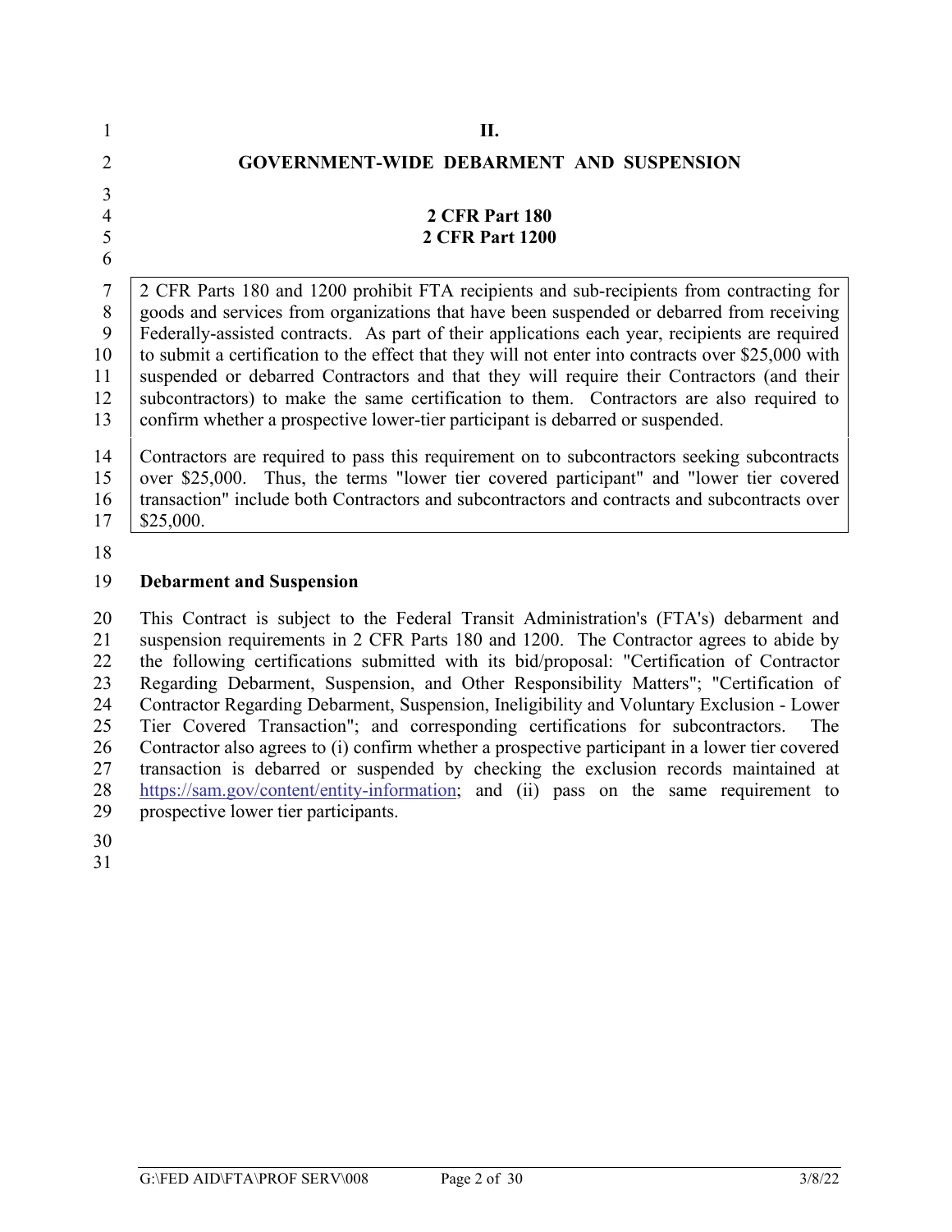# II.

## GOVERNMENT-WIDE DEBARMENT AND SUSPENSION

### 2 CFR Part 180
### 2 CFR Part 1200

> 2 CFR Parts 180 and 1200 prohibit FTA recipients and sub-recipients from contracting for goods and services from organizations that have been suspended or debarred from receiving Federally-assisted contracts. As part of their applications each year, recipients are required to submit a certification to the effect that they will not enter into contracts over $25,000 with suspended or debarred Contractors and that they will require their Contractors (and their subcontractors) to make the same certification to them. Contractors are also required to confirm whether a prospective lower-tier participant is debarred or suspended.
>
> Contractors are required to pass this requirement on to subcontractors seeking subcontracts over $25,000. Thus, the terms "lower tier covered participant" and "lower tier covered transaction" include both Contractors and subcontractors and contracts and subcontracts over $25,000.

**Debarment and Suspension**

This Contract is subject to the Federal Transit Administration's (FTA's) debarment and suspension requirements in 2 CFR Parts 180 and 1200. The Contractor agrees to abide by the following certifications submitted with its bid/proposal: "Certification of Contractor Regarding Debarment, Suspension, and Other Responsibility Matters"; "Certification of Contractor Regarding Debarment, Suspension, Ineligibility and Voluntary Exclusion - Lower Tier Covered Transaction"; and corresponding certifications for subcontractors. The Contractor also agrees to (i) confirm whether a prospective participant in a lower tier covered transaction is debarred or suspended by checking the exclusion records maintained at https://sam.gov/content/entity-information; and (ii) pass on the same requirement to prospective lower tier participants.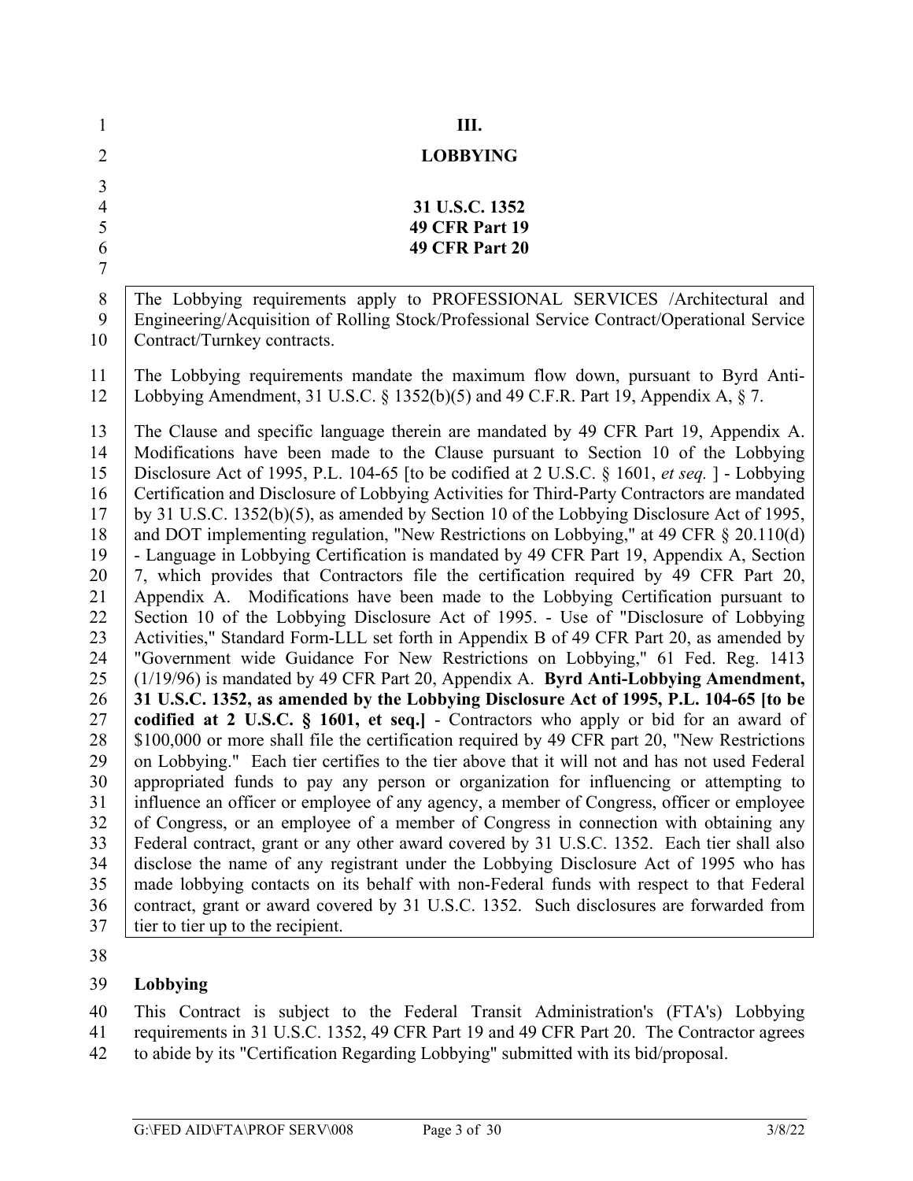# III.

# LOBBYING

**31 U.S.C. 1352**
**49 CFR Part 19**
**49 CFR Part 20**

> The Lobbying requirements apply to PROFESSIONAL SERVICES /Architectural and Engineering/Acquisition of Rolling Stock/Professional Service Contract/Operational Service Contract/Turnkey contracts.
>
> The Lobbying requirements mandate the maximum flow down, pursuant to Byrd Anti-Lobbying Amendment, 31 U.S.C. § 1352(b)(5) and 49 C.F.R. Part 19, Appendix A, § 7.
>
> The Clause and specific language therein are mandated by 49 CFR Part 19, Appendix A. Modifications have been made to the Clause pursuant to Section 10 of the Lobbying Disclosure Act of 1995, P.L. 104-65 [to be codified at 2 U.S.C. § 1601, *et seq.* ] - Lobbying Certification and Disclosure of Lobbying Activities for Third-Party Contractors are mandated by 31 U.S.C. 1352(b)(5), as amended by Section 10 of the Lobbying Disclosure Act of 1995, and DOT implementing regulation, "New Restrictions on Lobbying," at 49 CFR § 20.110(d) - Language in Lobbying Certification is mandated by 49 CFR Part 19, Appendix A, Section 7, which provides that Contractors file the certification required by 49 CFR Part 20, Appendix A. Modifications have been made to the Lobbying Certification pursuant to Section 10 of the Lobbying Disclosure Act of 1995. - Use of "Disclosure of Lobbying Activities," Standard Form-LLL set forth in Appendix B of 49 CFR Part 20, as amended by "Government wide Guidance For New Restrictions on Lobbying," 61 Fed. Reg. 1413 (1/19/96) is mandated by 49 CFR Part 20, Appendix A. **Byrd Anti-Lobbying Amendment, 31 U.S.C. 1352, as amended by the Lobbying Disclosure Act of 1995, P.L. 104-65 [to be codified at 2 U.S.C. § 1601, et seq.]** - Contractors who apply or bid for an award of $100,000 or more shall file the certification required by 49 CFR part 20, "New Restrictions on Lobbying." Each tier certifies to the tier above that it will not and has not used Federal appropriated funds to pay any person or organization for influencing or attempting to influence an officer or employee of any agency, a member of Congress, officer or employee of Congress, or an employee of a member of Congress in connection with obtaining any Federal contract, grant or any other award covered by 31 U.S.C. 1352. Each tier shall also disclose the name of any registrant under the Lobbying Disclosure Act of 1995 who has made lobbying contacts on its behalf with non-Federal funds with respect to that Federal contract, grant or award covered by 31 U.S.C. 1352. Such disclosures are forwarded from tier to tier up to the recipient.

**Lobbying**

This Contract is subject to the Federal Transit Administration's (FTA's) Lobbying requirements in 31 U.S.C. 1352, 49 CFR Part 19 and 49 CFR Part 20. The Contractor agrees to abide by its "Certification Regarding Lobbying" submitted with its bid/proposal.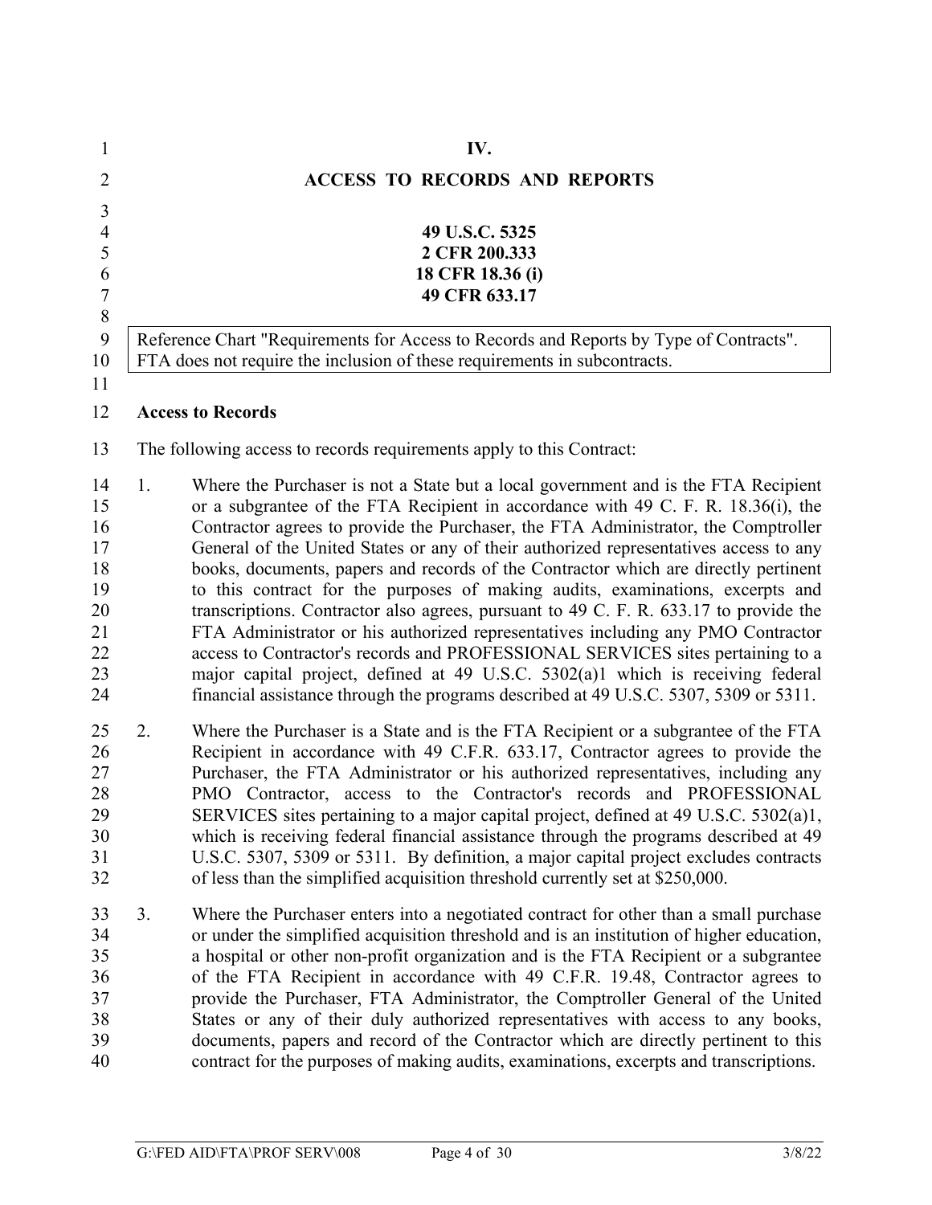# IV.

## ACCESS TO RECORDS AND REPORTS

**49 U.S.C. 5325**
**2 CFR 200.333**
**18 CFR 18.36 (i)**
**49 CFR 633.17**

| Reference Chart "Requirements for Access to Records and Reports by Type of Contracts". FTA does not require the inclusion of these requirements in subcontracts. |
|---|

**Access to Records**

The following access to records requirements apply to this Contract:

1. Where the Purchaser is not a State but a local government and is the FTA Recipient or a subgrantee of the FTA Recipient in accordance with 49 C. F. R. 18.36(i), the Contractor agrees to provide the Purchaser, the FTA Administrator, the Comptroller General of the United States or any of their authorized representatives access to any books, documents, papers and records of the Contractor which are directly pertinent to this contract for the purposes of making audits, examinations, excerpts and transcriptions. Contractor also agrees, pursuant to 49 C. F. R. 633.17 to provide the FTA Administrator or his authorized representatives including any PMO Contractor access to Contractor's records and PROFESSIONAL SERVICES sites pertaining to a major capital project, defined at 49 U.S.C. 5302(a)1 which is receiving federal financial assistance through the programs described at 49 U.S.C. 5307, 5309 or 5311.

2. Where the Purchaser is a State and is the FTA Recipient or a subgrantee of the FTA Recipient in accordance with 49 C.F.R. 633.17, Contractor agrees to provide the Purchaser, the FTA Administrator or his authorized representatives, including any PMO Contractor, access to the Contractor's records and PROFESSIONAL SERVICES sites pertaining to a major capital project, defined at 49 U.S.C. 5302(a)1, which is receiving federal financial assistance through the programs described at 49 U.S.C. 5307, 5309 or 5311. By definition, a major capital project excludes contracts of less than the simplified acquisition threshold currently set at $250,000.

3. Where the Purchaser enters into a negotiated contract for other than a small purchase or under the simplified acquisition threshold and is an institution of higher education, a hospital or other non-profit organization and is the FTA Recipient or a subgrantee of the FTA Recipient in accordance with 49 C.F.R. 19.48, Contractor agrees to provide the Purchaser, FTA Administrator, the Comptroller General of the United States or any of their duly authorized representatives with access to any books, documents, papers and record of the Contractor which are directly pertinent to this contract for the purposes of making audits, examinations, excerpts and transcriptions.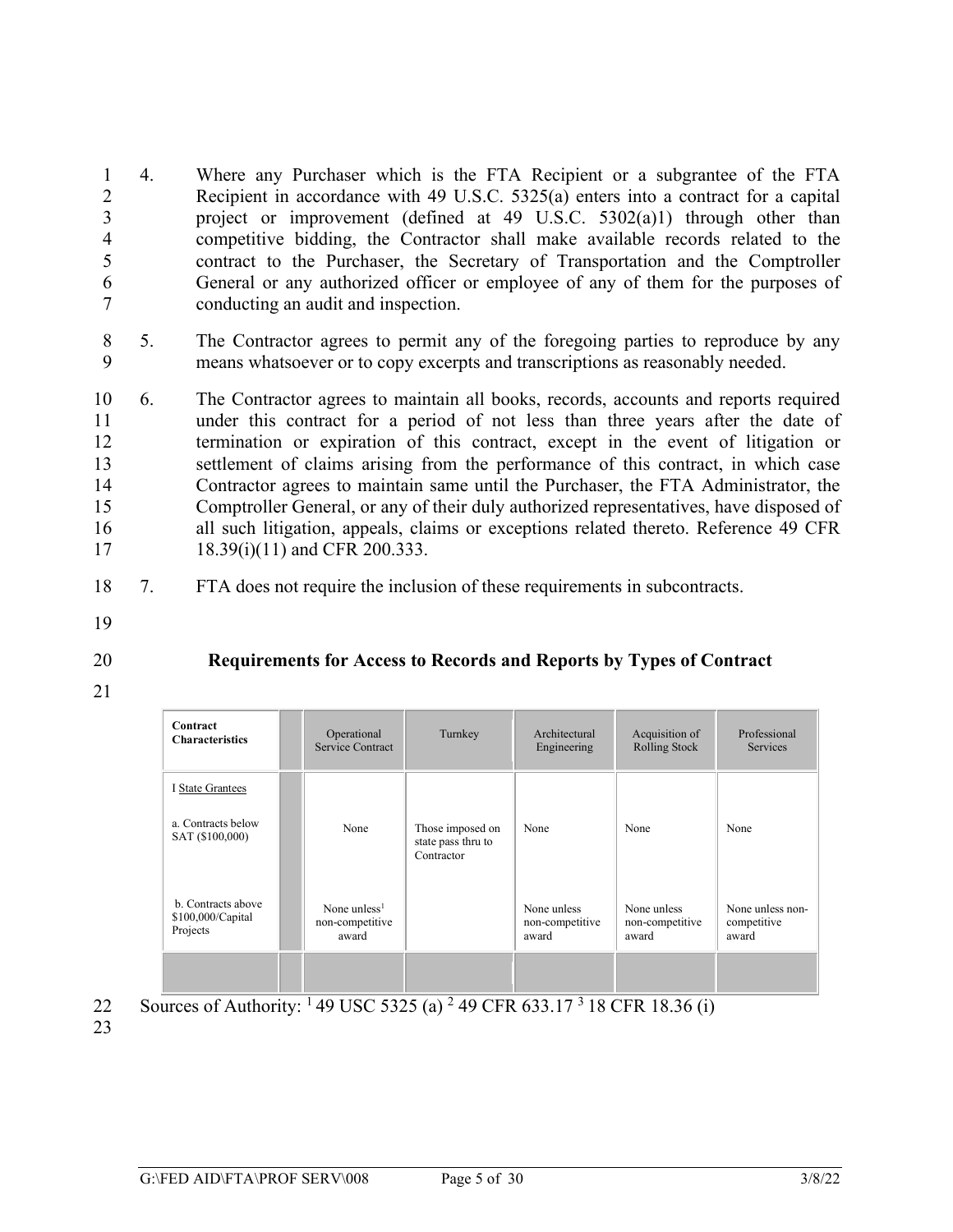4. Where any Purchaser which is the FTA Recipient or a subgrantee of the FTA Recipient in accordance with 49 U.S.C. 5325(a) enters into a contract for a capital project or improvement (defined at 49 U.S.C. 5302(a)1) through other than competitive bidding, the Contractor shall make available records related to the contract to the Purchaser, the Secretary of Transportation and the Comptroller General or any authorized officer or employee of any of them for the purposes of conducting an audit and inspection.

5. The Contractor agrees to permit any of the foregoing parties to reproduce by any means whatsoever or to copy excerpts and transcriptions as reasonably needed.

6. The Contractor agrees to maintain all books, records, accounts and reports required under this contract for a period of not less than three years after the date of termination or expiration of this contract, except in the event of litigation or settlement of claims arising from the performance of this contract, in which case Contractor agrees to maintain same until the Purchaser, the FTA Administrator, the Comptroller General, or any of their duly authorized representatives, have disposed of all such litigation, appeals, claims or exceptions related thereto. Reference 49 CFR 18.39(i)(11) and CFR 200.333.

7. FTA does not require the inclusion of these requirements in subcontracts.

**Requirements for Access to Records and Reports by Types of Contract**

| Contract Characteristics | | Operational Service Contract | Turnkey | Architectural Engineering | Acquisition of Rolling Stock | Professional Services |
|---|---|---|---|---|---|---|
| I State Grantees<br><br>a. Contracts below SAT ($100,000) | | None | Those imposed on state pass thru to Contractor | None | None | None |
| b. Contracts above $100,000/Capital Projects | | None unless[1] non-competitive award | | None unless non-competitive award | None unless non-competitive award | None unless non-competitive award |
| | | | | | | |

Sources of Authority: [1] 49 USC 5325 (a) [2] 49 CFR 633.17 [3] 18 CFR 18.36 (i)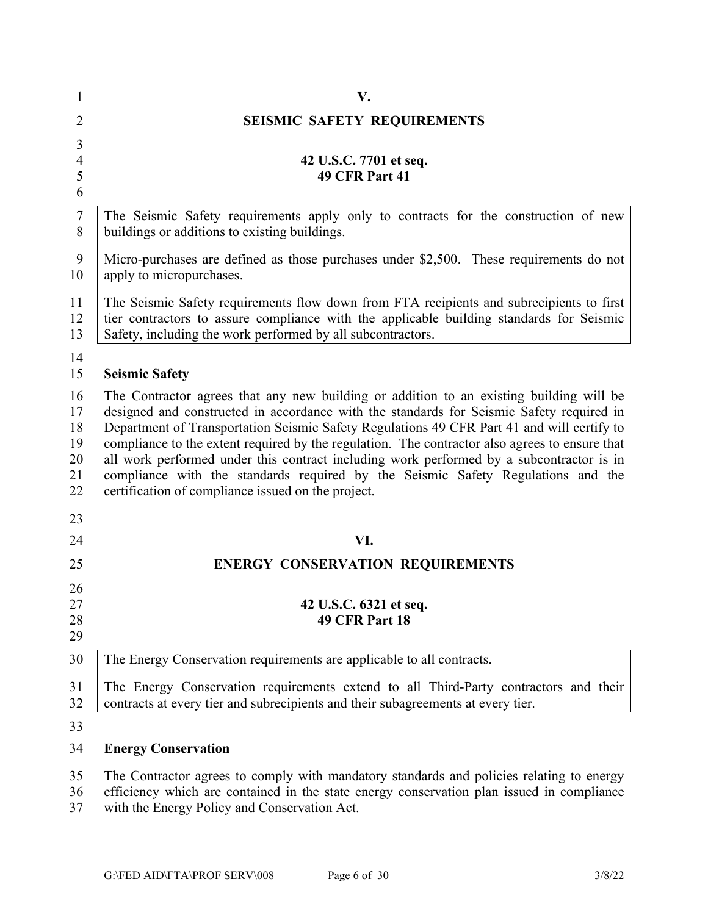# V.

## SEISMIC SAFETY REQUIREMENTS

**42 U.S.C. 7701 et seq.**
**49 CFR Part 41**

> The Seismic Safety requirements apply only to contracts for the construction of new buildings or additions to existing buildings.
>
> Micro-purchases are defined as those purchases under $2,500. These requirements do not apply to micropurchases.
>
> The Seismic Safety requirements flow down from FTA recipients and subrecipients to first tier contractors to assure compliance with the applicable building standards for Seismic Safety, including the work performed by all subcontractors.

**Seismic Safety**

The Contractor agrees that any new building or addition to an existing building will be designed and constructed in accordance with the standards for Seismic Safety required in Department of Transportation Seismic Safety Regulations 49 CFR Part 41 and will certify to compliance to the extent required by the regulation. The contractor also agrees to ensure that all work performed under this contract including work performed by a subcontractor is in compliance with the standards required by the Seismic Safety Regulations and the certification of compliance issued on the project.

# VI.

## ENERGY CONSERVATION REQUIREMENTS

**42 U.S.C. 6321 et seq.**
**49 CFR Part 18**

> The Energy Conservation requirements are applicable to all contracts.
>
> The Energy Conservation requirements extend to all Third-Party contractors and their contracts at every tier and subrecipients and their subagreements at every tier.

**Energy Conservation**

The Contractor agrees to comply with mandatory standards and policies relating to energy efficiency which are contained in the state energy conservation plan issued in compliance with the Energy Policy and Conservation Act.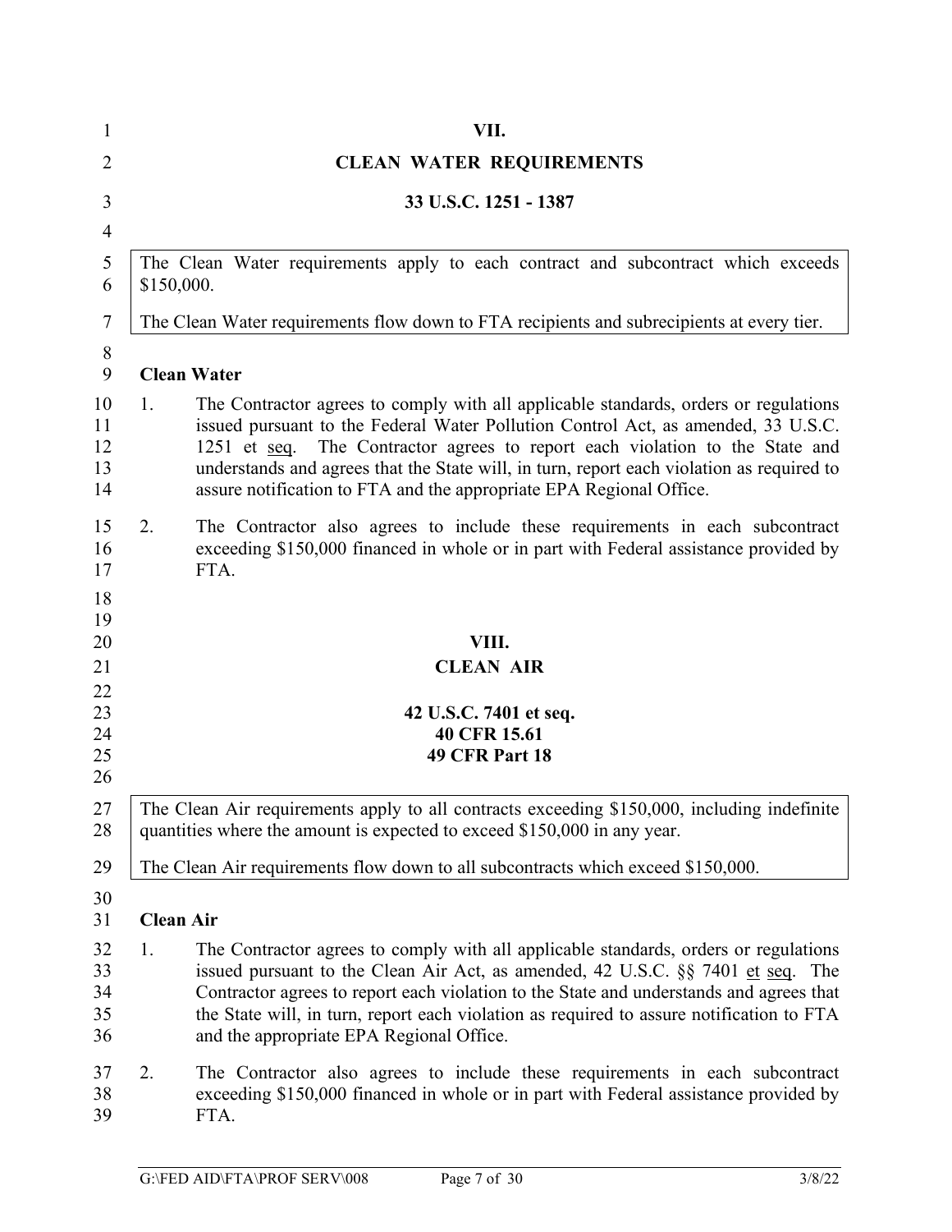## VII.

## CLEAN WATER REQUIREMENTS

## 33 U.S.C. 1251 - 1387

> The Clean Water requirements apply to each contract and subcontract which exceeds $150,000.
>
> The Clean Water requirements flow down to FTA recipients and subrecipients at every tier.

**Clean Water**

1. The Contractor agrees to comply with all applicable standards, orders or regulations issued pursuant to the Federal Water Pollution Control Act, as amended, 33 U.S.C. 1251 et seq. The Contractor agrees to report each violation to the State and understands and agrees that the State will, in turn, report each violation as required to assure notification to FTA and the appropriate EPA Regional Office.

2. The Contractor also agrees to include these requirements in each subcontract exceeding $150,000 financed in whole or in part with Federal assistance provided by FTA.

## VIII.

## CLEAN AIR

## 42 U.S.C. 7401 et seq.
## 40 CFR 15.61
## 49 CFR Part 18

> The Clean Air requirements apply to all contracts exceeding $150,000, including indefinite quantities where the amount is expected to exceed $150,000 in any year.
>
> The Clean Air requirements flow down to all subcontracts which exceed $150,000.

**Clean Air**

1. The Contractor agrees to comply with all applicable standards, orders or regulations issued pursuant to the Clean Air Act, as amended, 42 U.S.C. §§ 7401 et seq. The Contractor agrees to report each violation to the State and understands and agrees that the State will, in turn, report each violation as required to assure notification to FTA and the appropriate EPA Regional Office.

2. The Contractor also agrees to include these requirements in each subcontract exceeding $150,000 financed in whole or in part with Federal assistance provided by FTA.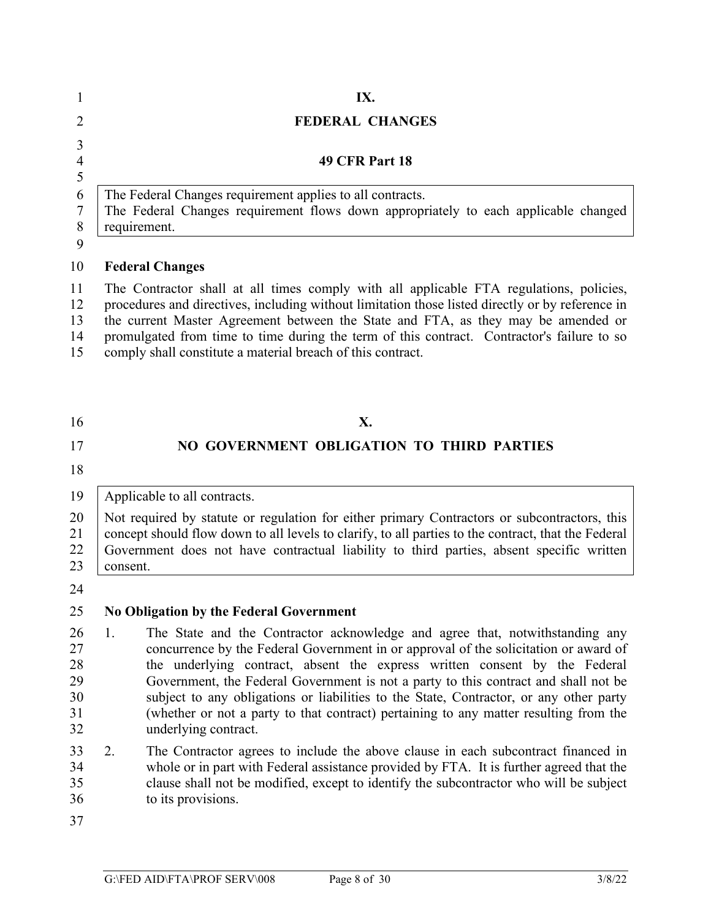## IX.

## FEDERAL CHANGES

### 49 CFR Part 18

| The Federal Changes requirement applies to all contracts. The Federal Changes requirement flows down appropriately to each applicable changed requirement. |
|---|

**Federal Changes**

The Contractor shall at all times comply with all applicable FTA regulations, policies, procedures and directives, including without limitation those listed directly or by reference in the current Master Agreement between the State and FTA, as they may be amended or promulgated from time to time during the term of this contract. Contractor's failure to so comply shall constitute a material breach of this contract.

## X.

## NO GOVERNMENT OBLIGATION TO THIRD PARTIES

| Applicable to all contracts. <br><br> Not required by statute or regulation for either primary Contractors or subcontractors, this concept should flow down to all levels to clarify, to all parties to the contract, that the Federal Government does not have contractual liability to third parties, absent specific written consent. |
|---|

**No Obligation by the Federal Government**

1. The State and the Contractor acknowledge and agree that, notwithstanding any concurrence by the Federal Government in or approval of the solicitation or award of the underlying contract, absent the express written consent by the Federal Government, the Federal Government is not a party to this contract and shall not be subject to any obligations or liabilities to the State, Contractor, or any other party (whether or not a party to that contract) pertaining to any matter resulting from the underlying contract.

2. The Contractor agrees to include the above clause in each subcontract financed in whole or in part with Federal assistance provided by FTA. It is further agreed that the clause shall not be modified, except to identify the subcontractor who will be subject to its provisions.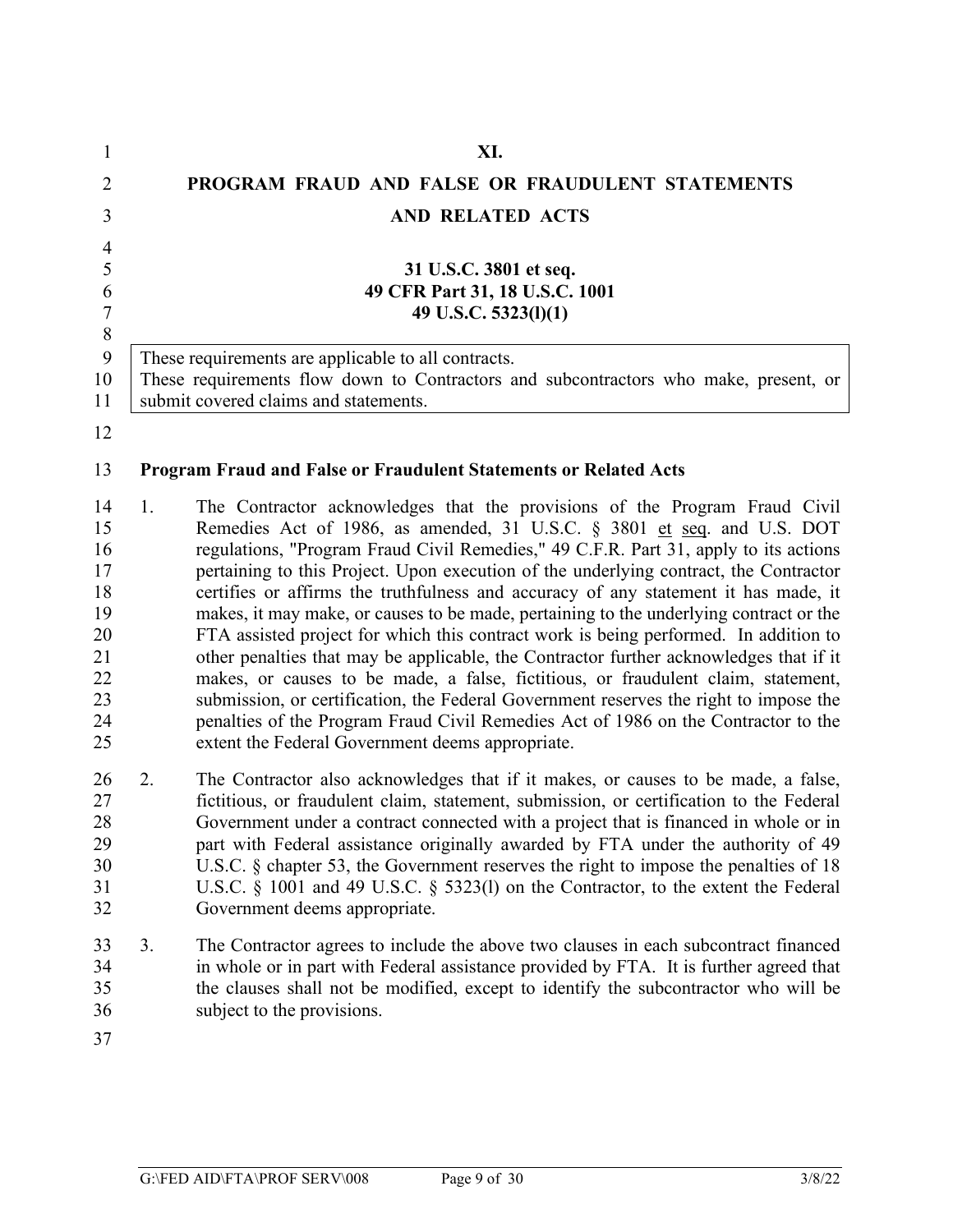# XI.

# PROGRAM FRAUD AND FALSE OR FRAUDULENT STATEMENTS AND RELATED ACTS

**31 U.S.C. 3801 et seq.**
**49 CFR Part 31, 18 U.S.C. 1001**
**49 U.S.C. 5323(l)(1)**

| These requirements are applicable to all contracts. These requirements flow down to Contractors and subcontractors who make, present, or submit covered claims and statements. |
|---|

**Program Fraud and False or Fraudulent Statements or Related Acts**

1. The Contractor acknowledges that the provisions of the Program Fraud Civil Remedies Act of 1986, as amended, 31 U.S.C. § 3801 et seq. and U.S. DOT regulations, "Program Fraud Civil Remedies," 49 C.F.R. Part 31, apply to its actions pertaining to this Project. Upon execution of the underlying contract, the Contractor certifies or affirms the truthfulness and accuracy of any statement it has made, it makes, it may make, or causes to be made, pertaining to the underlying contract or the FTA assisted project for which this contract work is being performed. In addition to other penalties that may be applicable, the Contractor further acknowledges that if it makes, or causes to be made, a false, fictitious, or fraudulent claim, statement, submission, or certification, the Federal Government reserves the right to impose the penalties of the Program Fraud Civil Remedies Act of 1986 on the Contractor to the extent the Federal Government deems appropriate.

2. The Contractor also acknowledges that if it makes, or causes to be made, a false, fictitious, or fraudulent claim, statement, submission, or certification to the Federal Government under a contract connected with a project that is financed in whole or in part with Federal assistance originally awarded by FTA under the authority of 49 U.S.C. § chapter 53, the Government reserves the right to impose the penalties of 18 U.S.C. § 1001 and 49 U.S.C. § 5323(l) on the Contractor, to the extent the Federal Government deems appropriate.

3. The Contractor agrees to include the above two clauses in each subcontract financed in whole or in part with Federal assistance provided by FTA. It is further agreed that the clauses shall not be modified, except to identify the subcontractor who will be subject to the provisions.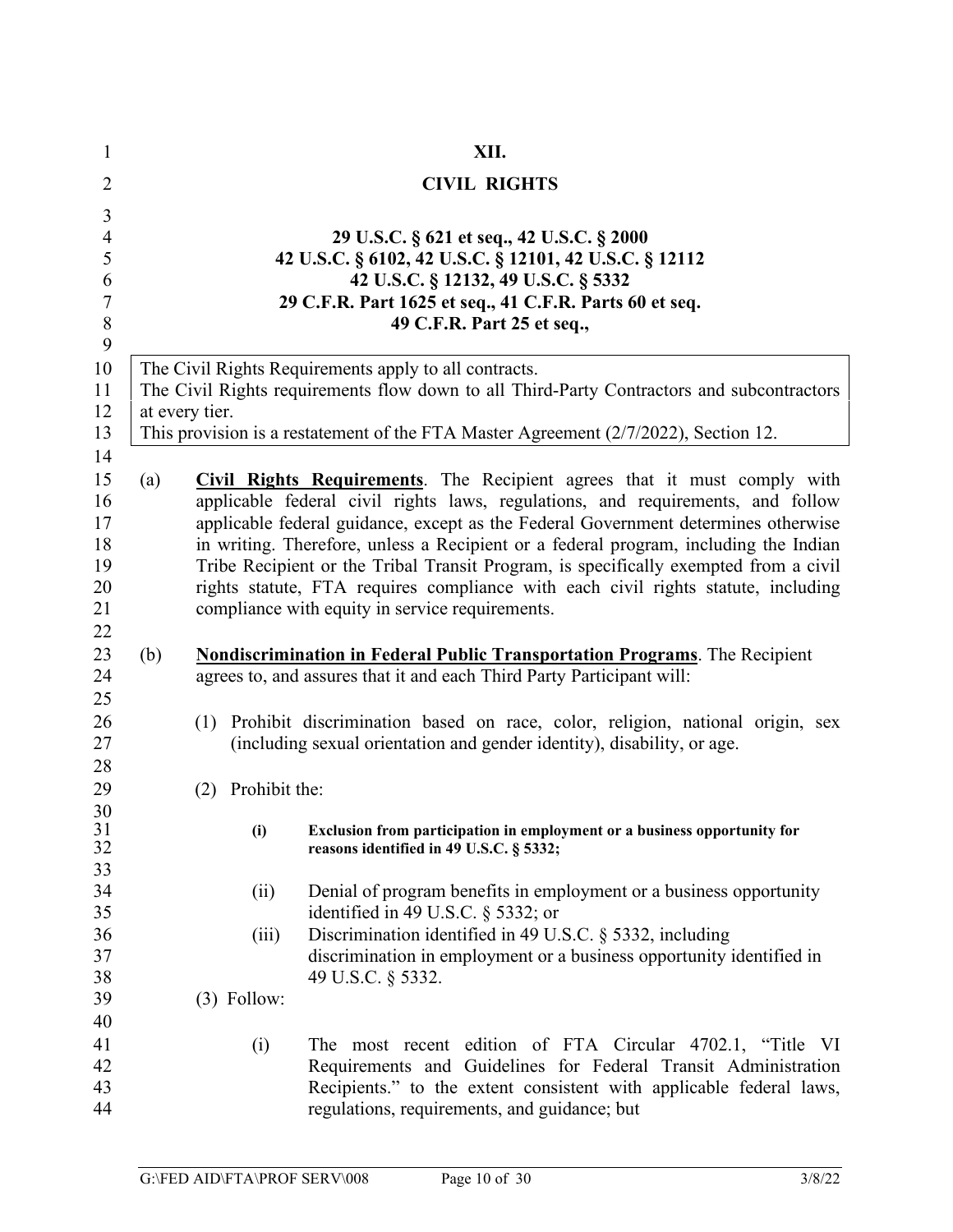# XII.

# CIVIL RIGHTS

**29 U.S.C. § 621 et seq., 42 U.S.C. § 2000**
**42 U.S.C. § 6102, 42 U.S.C. § 12101, 42 U.S.C. § 12112**
**42 U.S.C. § 12132, 49 U.S.C. § 5332**
**29 C.F.R. Part 1625 et seq., 41 C.F.R. Parts 60 et seq.**
**49 C.F.R. Part 25 et seq.,**

> The Civil Rights Requirements apply to all contracts.
> The Civil Rights requirements flow down to all Third-Party Contractors and subcontractors at every tier.
> This provision is a restatement of the FTA Master Agreement (2/7/2022), Section 12.

(a) **Civil Rights Requirements**. The Recipient agrees that it must comply with applicable federal civil rights laws, regulations, and requirements, and follow applicable federal guidance, except as the Federal Government determines otherwise in writing. Therefore, unless a Recipient or a federal program, including the Indian Tribe Recipient or the Tribal Transit Program, is specifically exempted from a civil rights statute, FTA requires compliance with each civil rights statute, including compliance with equity in service requirements.

(b) **Nondiscrimination in Federal Public Transportation Programs**. The Recipient agrees to, and assures that it and each Third Party Participant will:

(1) Prohibit discrimination based on race, color, religion, national origin, sex (including sexual orientation and gender identity), disability, or age.

(2) Prohibit the:

**(i) Exclusion from participation in employment or a business opportunity for reasons identified in 49 U.S.C. § 5332;**

(ii) Denial of program benefits in employment or a business opportunity identified in 49 U.S.C. § 5332; or

(iii) Discrimination identified in 49 U.S.C. § 5332, including discrimination in employment or a business opportunity identified in 49 U.S.C. § 5332.

(3) Follow:

(i) The most recent edition of FTA Circular 4702.1, "Title VI Requirements and Guidelines for Federal Transit Administration Recipients." to the extent consistent with applicable federal laws, regulations, requirements, and guidance; but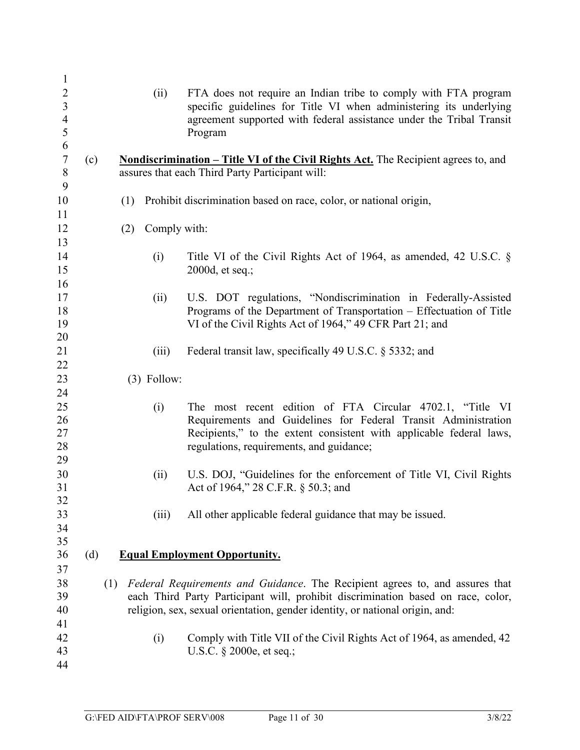(ii) FTA does not require an Indian tribe to comply with FTA program specific guidelines for Title VI when administering its underlying agreement supported with federal assistance under the Tribal Transit Program

(c) **Nondiscrimination – Title VI of the Civil Rights Act.** The Recipient agrees to, and assures that each Third Party Participant will:

(1) Prohibit discrimination based on race, color, or national origin,

(2) Comply with:

(i) Title VI of the Civil Rights Act of 1964, as amended, 42 U.S.C. § 2000d, et seq.;

(ii) U.S. DOT regulations, "Nondiscrimination in Federally-Assisted Programs of the Department of Transportation – Effectuation of Title VI of the Civil Rights Act of 1964," 49 CFR Part 21; and

(iii) Federal transit law, specifically 49 U.S.C. § 5332; and

(3) Follow:

(i) The most recent edition of FTA Circular 4702.1, "Title VI Requirements and Guidelines for Federal Transit Administration Recipients," to the extent consistent with applicable federal laws, regulations, requirements, and guidance;

(ii) U.S. DOJ, "Guidelines for the enforcement of Title VI, Civil Rights Act of 1964," 28 C.F.R. § 50.3; and

(iii) All other applicable federal guidance that may be issued.

(d) **Equal Employment Opportunity.**

(1) *Federal Requirements and Guidance*. The Recipient agrees to, and assures that each Third Party Participant will, prohibit discrimination based on race, color, religion, sex, sexual orientation, gender identity, or national origin, and:

(i) Comply with Title VII of the Civil Rights Act of 1964, as amended, 42 U.S.C. § 2000e, et seq.;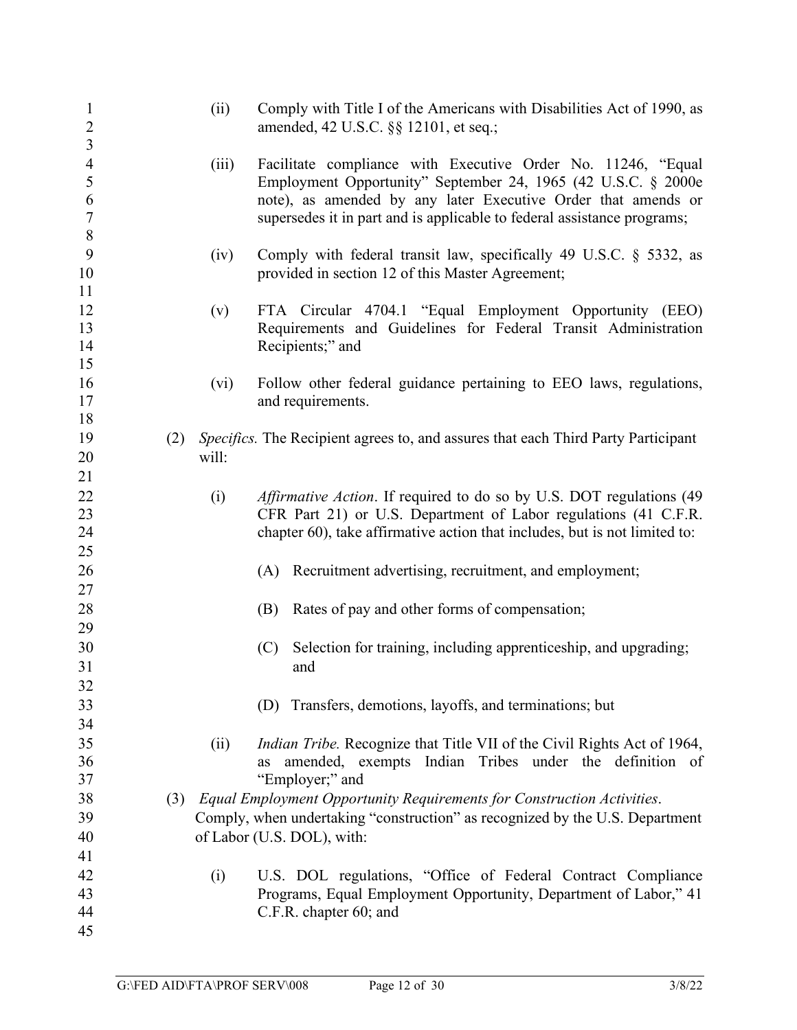(ii) Comply with Title I of the Americans with Disabilities Act of 1990, as amended, 42 U.S.C. §§ 12101, et seq.;

(iii) Facilitate compliance with Executive Order No. 11246, "Equal Employment Opportunity" September 24, 1965 (42 U.S.C. § 2000e note), as amended by any later Executive Order that amends or supersedes it in part and is applicable to federal assistance programs;

(iv) Comply with federal transit law, specifically 49 U.S.C. § 5332, as provided in section 12 of this Master Agreement;

(v) FTA Circular 4704.1 "Equal Employment Opportunity (EEO) Requirements and Guidelines for Federal Transit Administration Recipients;" and

(vi) Follow other federal guidance pertaining to EEO laws, regulations, and requirements.

(2) *Specifics.* The Recipient agrees to, and assures that each Third Party Participant will:

(i) *Affirmative Action*. If required to do so by U.S. DOT regulations (49 CFR Part 21) or U.S. Department of Labor regulations (41 C.F.R. chapter 60), take affirmative action that includes, but is not limited to:

(A) Recruitment advertising, recruitment, and employment;

(B) Rates of pay and other forms of compensation;

(C) Selection for training, including apprenticeship, and upgrading; and

(D) Transfers, demotions, layoffs, and terminations; but

(ii) *Indian Tribe.* Recognize that Title VII of the Civil Rights Act of 1964, as amended, exempts Indian Tribes under the definition of "Employer;" and

(3) *Equal Employment Opportunity Requirements for Construction Activities*. Comply, when undertaking "construction" as recognized by the U.S. Department of Labor (U.S. DOL), with:

(i) U.S. DOL regulations, "Office of Federal Contract Compliance Programs, Equal Employment Opportunity, Department of Labor," 41 C.F.R. chapter 60; and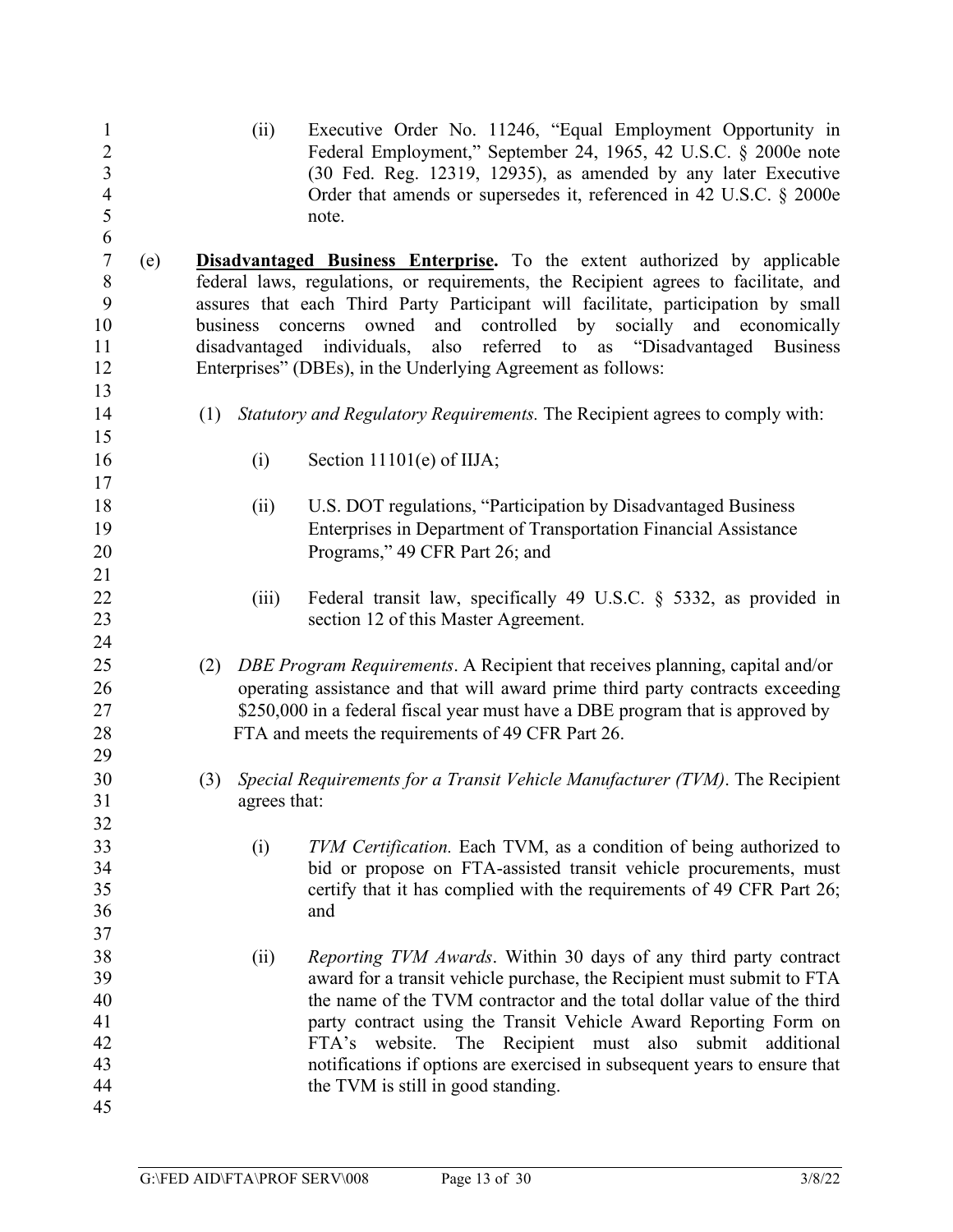(ii) Executive Order No. 11246, "Equal Employment Opportunity in Federal Employment," September 24, 1965, 42 U.S.C. § 2000e note (30 Fed. Reg. 12319, 12935), as amended by any later Executive Order that amends or supersedes it, referenced in 42 U.S.C. § 2000e note.

(e) **Disadvantaged Business Enterprise.** To the extent authorized by applicable federal laws, regulations, or requirements, the Recipient agrees to facilitate, and assures that each Third Party Participant will facilitate, participation by small business concerns owned and controlled by socially and economically disadvantaged individuals, also referred to as "Disadvantaged Business Enterprises" (DBEs), in the Underlying Agreement as follows:

(1) *Statutory and Regulatory Requirements.* The Recipient agrees to comply with:

(i) Section 11101(e) of IIJA;

(ii) U.S. DOT regulations, "Participation by Disadvantaged Business Enterprises in Department of Transportation Financial Assistance Programs," 49 CFR Part 26; and

(iii) Federal transit law, specifically 49 U.S.C. § 5332, as provided in section 12 of this Master Agreement.

(2) *DBE Program Requirements*. A Recipient that receives planning, capital and/or operating assistance and that will award prime third party contracts exceeding $250,000 in a federal fiscal year must have a DBE program that is approved by FTA and meets the requirements of 49 CFR Part 26.

(3) *Special Requirements for a Transit Vehicle Manufacturer (TVM)*. The Recipient agrees that:

(i) *TVM Certification.* Each TVM, as a condition of being authorized to bid or propose on FTA-assisted transit vehicle procurements, must certify that it has complied with the requirements of 49 CFR Part 26; and

(ii) *Reporting TVM Awards*. Within 30 days of any third party contract award for a transit vehicle purchase, the Recipient must submit to FTA the name of the TVM contractor and the total dollar value of the third party contract using the Transit Vehicle Award Reporting Form on FTA's website. The Recipient must also submit additional notifications if options are exercised in subsequent years to ensure that the TVM is still in good standing.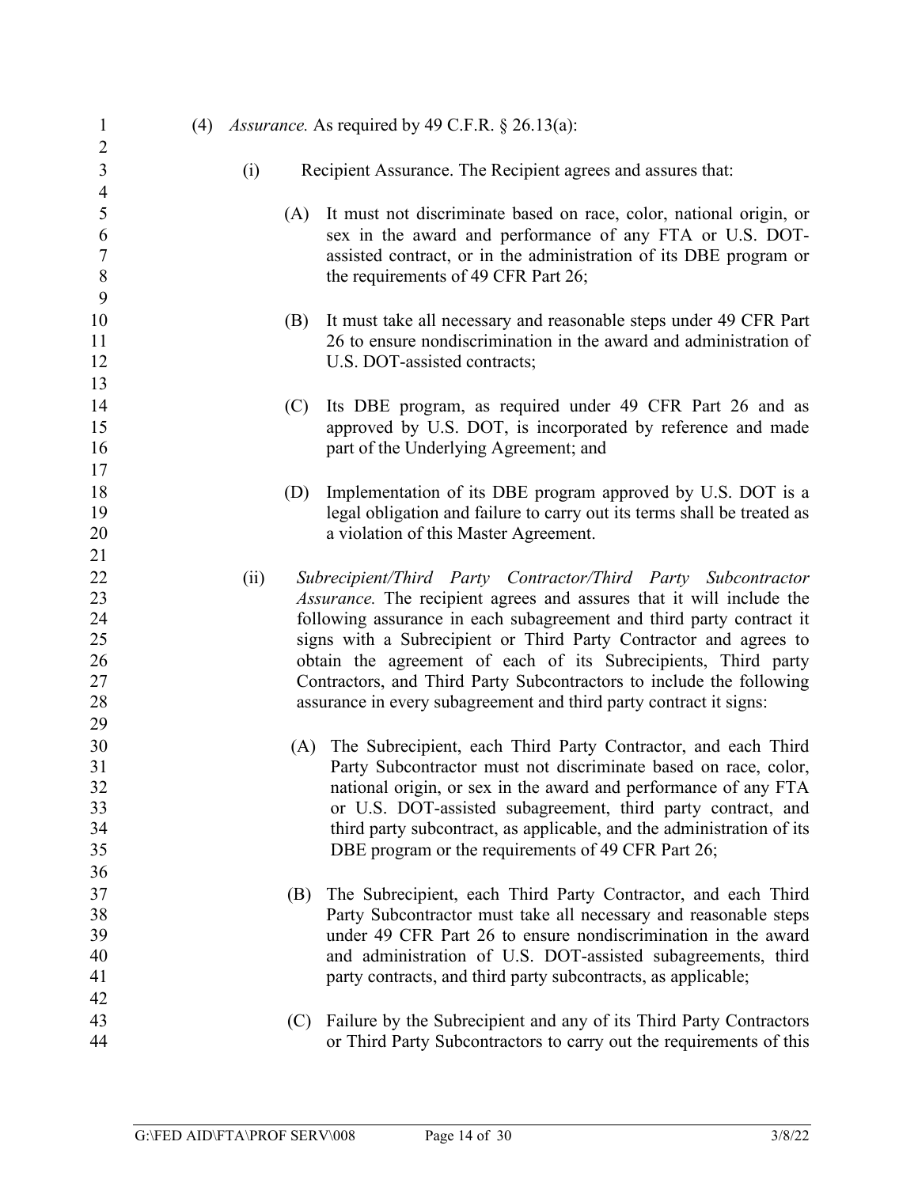(4) *Assurance.* As required by 49 C.F.R. § 26.13(a):

(i) Recipient Assurance. The Recipient agrees and assures that:

(A) It must not discriminate based on race, color, national origin, or sex in the award and performance of any FTA or U.S. DOT-assisted contract, or in the administration of its DBE program or the requirements of 49 CFR Part 26;

(B) It must take all necessary and reasonable steps under 49 CFR Part 26 to ensure nondiscrimination in the award and administration of U.S. DOT-assisted contracts;

(C) Its DBE program, as required under 49 CFR Part 26 and as approved by U.S. DOT, is incorporated by reference and made part of the Underlying Agreement; and

(D) Implementation of its DBE program approved by U.S. DOT is a legal obligation and failure to carry out its terms shall be treated as a violation of this Master Agreement.

(ii) *Subrecipient/Third Party Contractor/Third Party Subcontractor Assurance.* The recipient agrees and assures that it will include the following assurance in each subagreement and third party contract it signs with a Subrecipient or Third Party Contractor and agrees to obtain the agreement of each of its Subrecipients, Third party Contractors, and Third Party Subcontractors to include the following assurance in every subagreement and third party contract it signs:

(A) The Subrecipient, each Third Party Contractor, and each Third Party Subcontractor must not discriminate based on race, color, national origin, or sex in the award and performance of any FTA or U.S. DOT-assisted subagreement, third party contract, and third party subcontract, as applicable, and the administration of its DBE program or the requirements of 49 CFR Part 26;

(B) The Subrecipient, each Third Party Contractor, and each Third Party Subcontractor must take all necessary and reasonable steps under 49 CFR Part 26 to ensure nondiscrimination in the award and administration of U.S. DOT-assisted subagreements, third party contracts, and third party subcontracts, as applicable;

(C) Failure by the Subrecipient and any of its Third Party Contractors or Third Party Subcontractors to carry out the requirements of this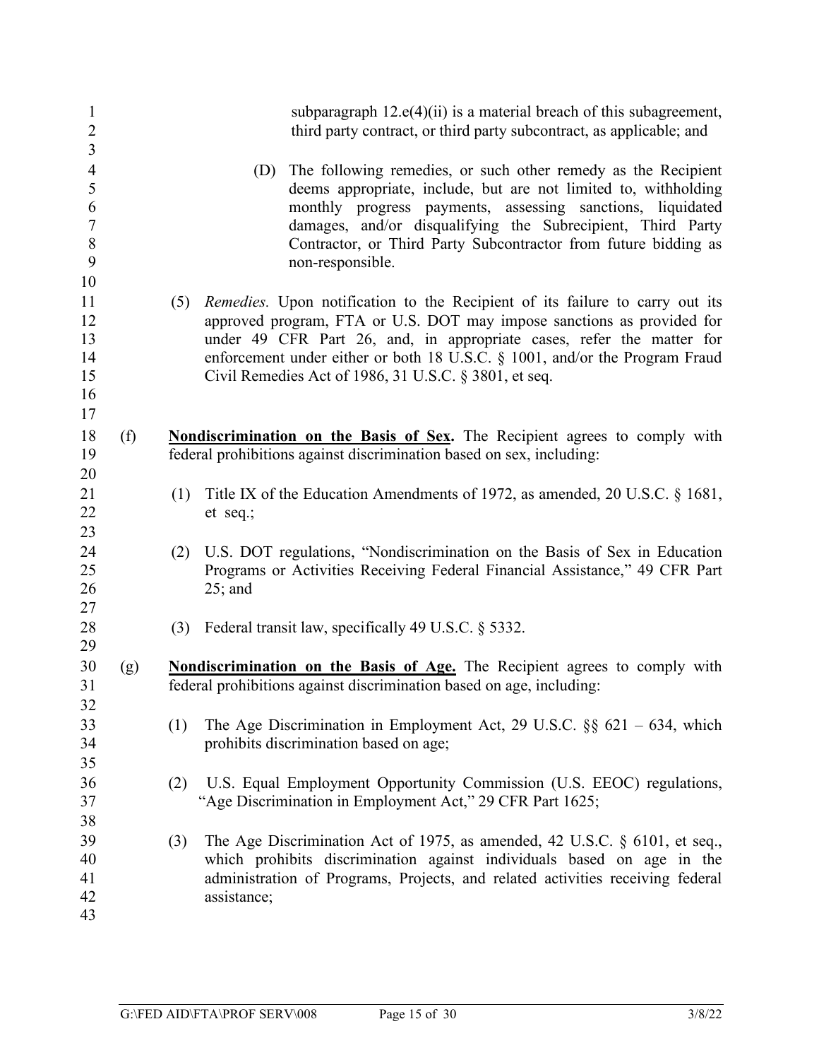subparagraph 12.e(4)(ii) is a material breach of this subagreement, third party contract, or third party subcontract, as applicable; and

(D) The following remedies, or such other remedy as the Recipient deems appropriate, include, but are not limited to, withholding monthly progress payments, assessing sanctions, liquidated damages, and/or disqualifying the Subrecipient, Third Party Contractor, or Third Party Subcontractor from future bidding as non-responsible.

(5) *Remedies.* Upon notification to the Recipient of its failure to carry out its approved program, FTA or U.S. DOT may impose sanctions as provided for under 49 CFR Part 26, and, in appropriate cases, refer the matter for enforcement under either or both 18 U.S.C. § 1001, and/or the Program Fraud Civil Remedies Act of 1986, 31 U.S.C. § 3801, et seq.

(f) **Nondiscrimination on the Basis of Sex.** The Recipient agrees to comply with federal prohibitions against discrimination based on sex, including:

(1) Title IX of the Education Amendments of 1972, as amended, 20 U.S.C. § 1681, et seq.;

(2) U.S. DOT regulations, "Nondiscrimination on the Basis of Sex in Education Programs or Activities Receiving Federal Financial Assistance," 49 CFR Part 25; and

(3) Federal transit law, specifically 49 U.S.C. § 5332.

(g) **Nondiscrimination on the Basis of Age.** The Recipient agrees to comply with federal prohibitions against discrimination based on age, including:

(1) The Age Discrimination in Employment Act, 29 U.S.C. §§ 621 – 634, which prohibits discrimination based on age;

(2) U.S. Equal Employment Opportunity Commission (U.S. EEOC) regulations, "Age Discrimination in Employment Act," 29 CFR Part 1625;

(3) The Age Discrimination Act of 1975, as amended, 42 U.S.C. § 6101, et seq., which prohibits discrimination against individuals based on age in the administration of Programs, Projects, and related activities receiving federal assistance;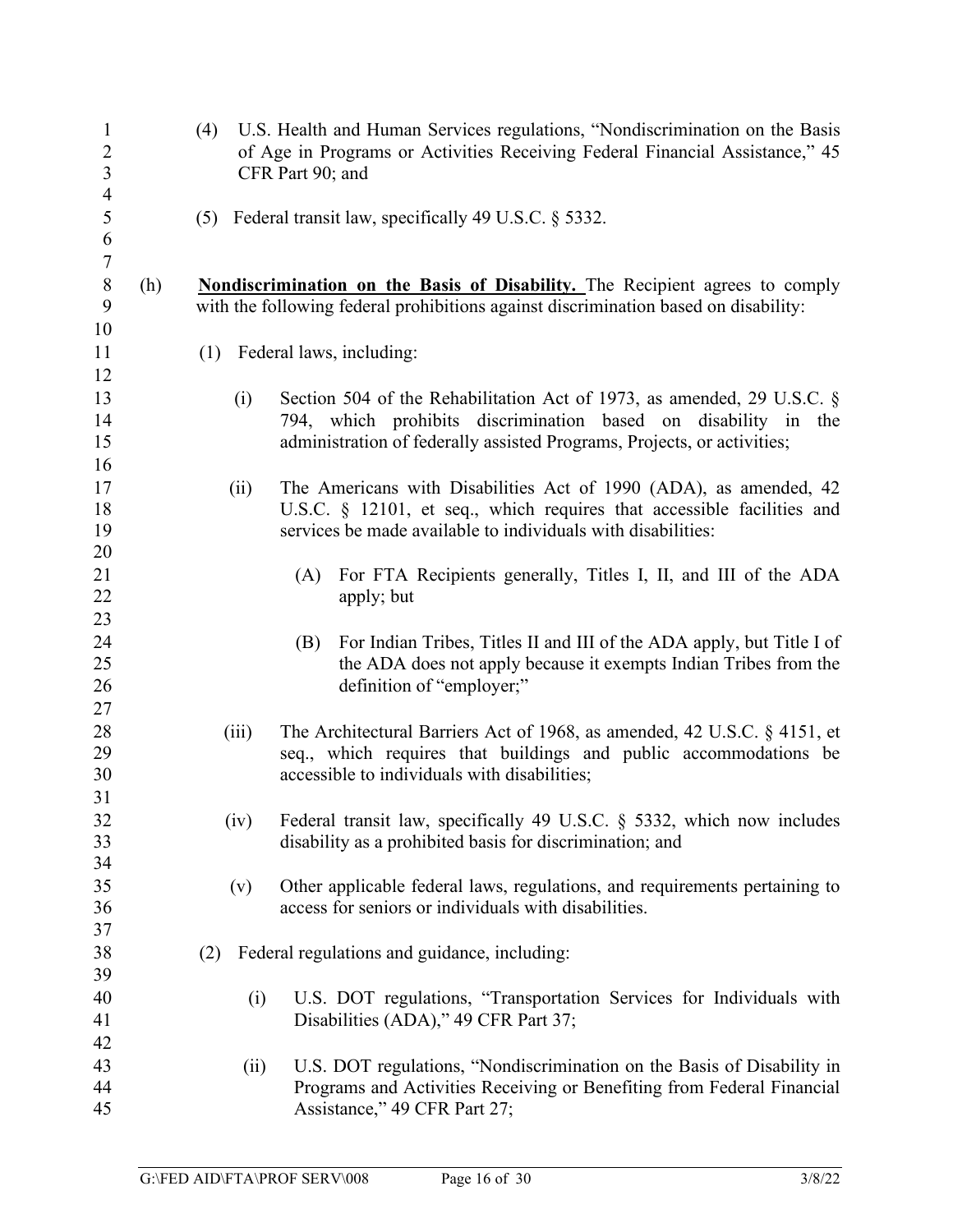(4) U.S. Health and Human Services regulations, "Nondiscrimination on the Basis of Age in Programs or Activities Receiving Federal Financial Assistance," 45 CFR Part 90; and

(5) Federal transit law, specifically 49 U.S.C. § 5332.

(h) **Nondiscrimination on the Basis of Disability.** The Recipient agrees to comply with the following federal prohibitions against discrimination based on disability:

(1) Federal laws, including:

(i) Section 504 of the Rehabilitation Act of 1973, as amended, 29 U.S.C. § 794, which prohibits discrimination based on disability in the administration of federally assisted Programs, Projects, or activities;

(ii) The Americans with Disabilities Act of 1990 (ADA), as amended, 42 U.S.C. § 12101, et seq., which requires that accessible facilities and services be made available to individuals with disabilities:

(A) For FTA Recipients generally, Titles I, II, and III of the ADA apply; but

(B) For Indian Tribes, Titles II and III of the ADA apply, but Title I of the ADA does not apply because it exempts Indian Tribes from the definition of "employer;"

(iii) The Architectural Barriers Act of 1968, as amended, 42 U.S.C. § 4151, et seq., which requires that buildings and public accommodations be accessible to individuals with disabilities;

(iv) Federal transit law, specifically 49 U.S.C. § 5332, which now includes disability as a prohibited basis for discrimination; and

(v) Other applicable federal laws, regulations, and requirements pertaining to access for seniors or individuals with disabilities.

(2) Federal regulations and guidance, including:

(i) U.S. DOT regulations, "Transportation Services for Individuals with Disabilities (ADA)," 49 CFR Part 37;

(ii) U.S. DOT regulations, "Nondiscrimination on the Basis of Disability in Programs and Activities Receiving or Benefiting from Federal Financial Assistance," 49 CFR Part 27;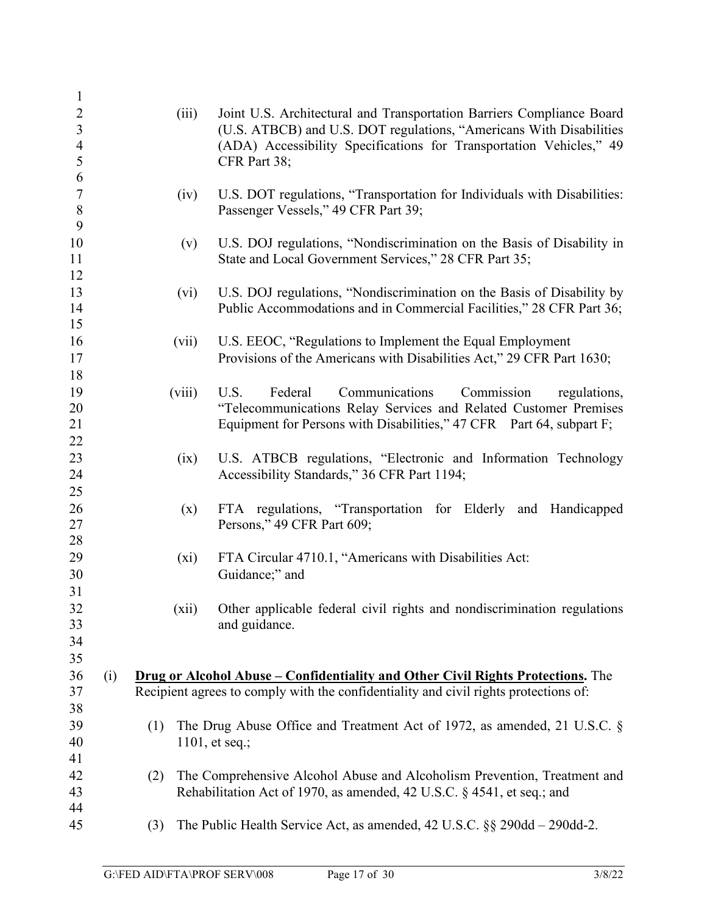(iii) Joint U.S. Architectural and Transportation Barriers Compliance Board (U.S. ATBCB) and U.S. DOT regulations, "Americans With Disabilities (ADA) Accessibility Specifications for Transportation Vehicles," 49 CFR Part 38;

(iv) U.S. DOT regulations, "Transportation for Individuals with Disabilities: Passenger Vessels," 49 CFR Part 39;

(v) U.S. DOJ regulations, "Nondiscrimination on the Basis of Disability in State and Local Government Services," 28 CFR Part 35;

(vi) U.S. DOJ regulations, "Nondiscrimination on the Basis of Disability by Public Accommodations and in Commercial Facilities," 28 CFR Part 36;

(vii) U.S. EEOC, "Regulations to Implement the Equal Employment Provisions of the Americans with Disabilities Act," 29 CFR Part 1630;

(viii) U.S. Federal Communications Commission regulations, "Telecommunications Relay Services and Related Customer Premises Equipment for Persons with Disabilities," 47 CFR Part 64, subpart F;

(ix) U.S. ATBCB regulations, "Electronic and Information Technology Accessibility Standards," 36 CFR Part 1194;

(x) FTA regulations, "Transportation for Elderly and Handicapped Persons," 49 CFR Part 609;

(xi) FTA Circular 4710.1, "Americans with Disabilities Act: Guidance;" and

(xii) Other applicable federal civil rights and nondiscrimination regulations and guidance.

(i) **Drug or Alcohol Abuse – Confidentiality and Other Civil Rights Protections.** The Recipient agrees to comply with the confidentiality and civil rights protections of:

(1) The Drug Abuse Office and Treatment Act of 1972, as amended, 21 U.S.C. § 1101, et seq.;

(2) The Comprehensive Alcohol Abuse and Alcoholism Prevention, Treatment and Rehabilitation Act of 1970, as amended, 42 U.S.C. § 4541, et seq.; and

(3) The Public Health Service Act, as amended, 42 U.S.C. §§ 290dd – 290dd-2.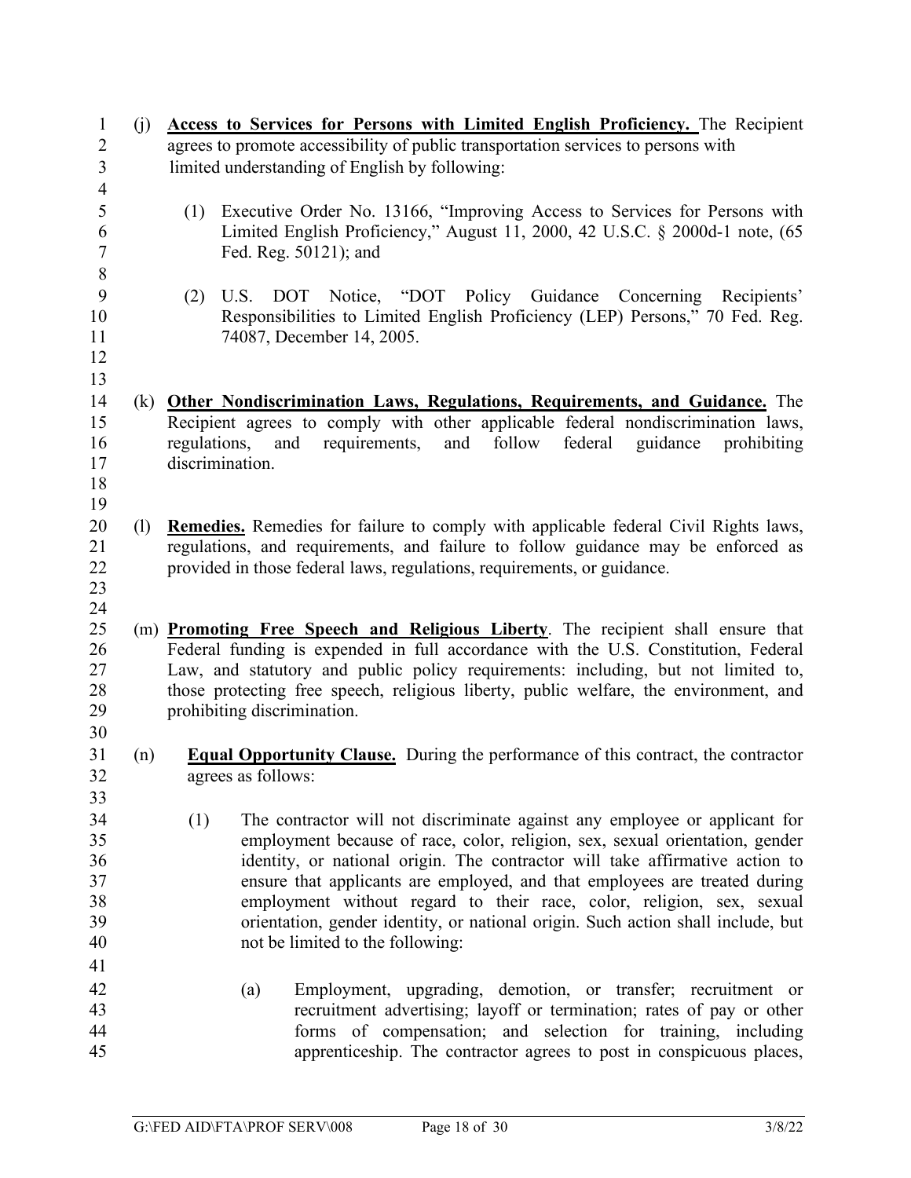(j) **Access to Services for Persons with Limited English Proficiency.** The Recipient agrees to promote accessibility of public transportation services to persons with limited understanding of English by following:

(1) Executive Order No. 13166, "Improving Access to Services for Persons with Limited English Proficiency," August 11, 2000, 42 U.S.C. § 2000d-1 note, (65 Fed. Reg. 50121); and

(2) U.S. DOT Notice, "DOT Policy Guidance Concerning Recipients' Responsibilities to Limited English Proficiency (LEP) Persons," 70 Fed. Reg. 74087, December 14, 2005.

(k) **Other Nondiscrimination Laws, Regulations, Requirements, and Guidance.** The Recipient agrees to comply with other applicable federal nondiscrimination laws, regulations, and requirements, and follow federal guidance prohibiting discrimination.

(l) **Remedies.** Remedies for failure to comply with applicable federal Civil Rights laws, regulations, and requirements, and failure to follow guidance may be enforced as provided in those federal laws, regulations, requirements, or guidance.

(m) **Promoting Free Speech and Religious Liberty**. The recipient shall ensure that Federal funding is expended in full accordance with the U.S. Constitution, Federal Law, and statutory and public policy requirements: including, but not limited to, those protecting free speech, religious liberty, public welfare, the environment, and prohibiting discrimination.

(n) **Equal Opportunity Clause.** During the performance of this contract, the contractor agrees as follows:

(1) The contractor will not discriminate against any employee or applicant for employment because of race, color, religion, sex, sexual orientation, gender identity, or national origin. The contractor will take affirmative action to ensure that applicants are employed, and that employees are treated during employment without regard to their race, color, religion, sex, sexual orientation, gender identity, or national origin. Such action shall include, but not be limited to the following:

(a) Employment, upgrading, demotion, or transfer; recruitment or recruitment advertising; layoff or termination; rates of pay or other forms of compensation; and selection for training, including apprenticeship. The contractor agrees to post in conspicuous places,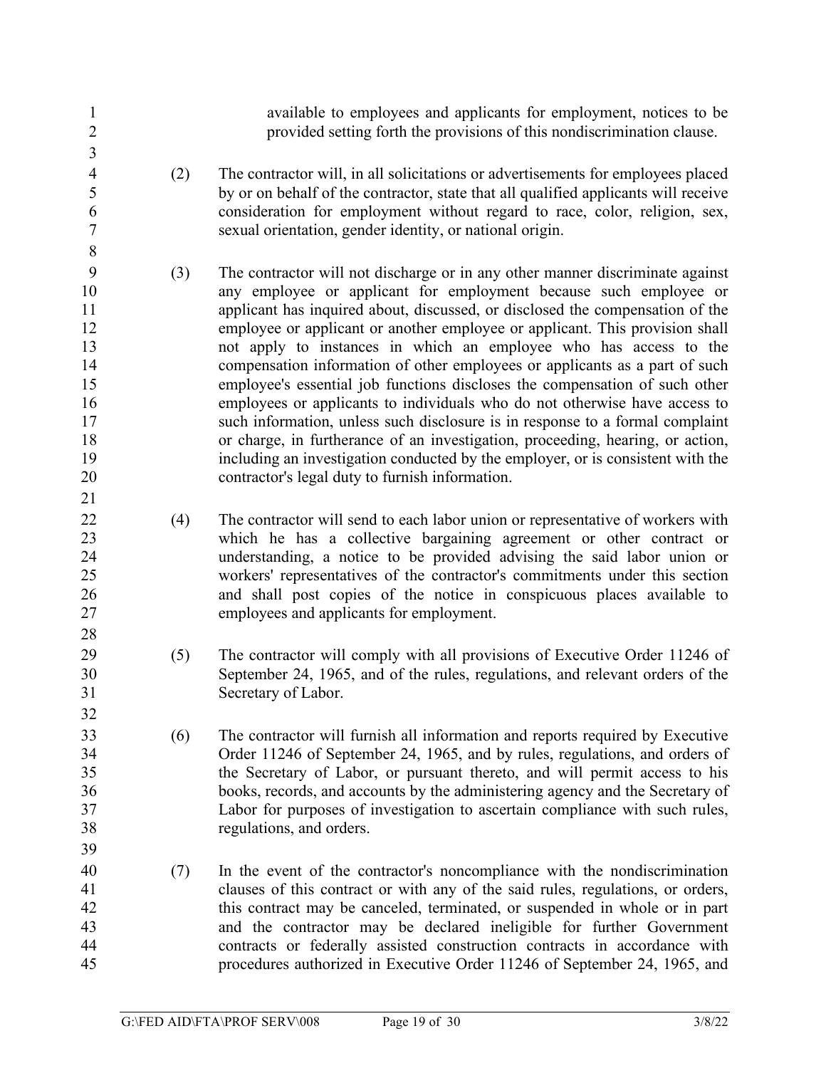available to employees and applicants for employment, notices to be provided setting forth the provisions of this nondiscrimination clause.

(2) The contractor will, in all solicitations or advertisements for employees placed by or on behalf of the contractor, state that all qualified applicants will receive consideration for employment without regard to race, color, religion, sex, sexual orientation, gender identity, or national origin.

(3) The contractor will not discharge or in any other manner discriminate against any employee or applicant for employment because such employee or applicant has inquired about, discussed, or disclosed the compensation of the employee or applicant or another employee or applicant. This provision shall not apply to instances in which an employee who has access to the compensation information of other employees or applicants as a part of such employee's essential job functions discloses the compensation of such other employees or applicants to individuals who do not otherwise have access to such information, unless such disclosure is in response to a formal complaint or charge, in furtherance of an investigation, proceeding, hearing, or action, including an investigation conducted by the employer, or is consistent with the contractor's legal duty to furnish information.

(4) The contractor will send to each labor union or representative of workers with which he has a collective bargaining agreement or other contract or understanding, a notice to be provided advising the said labor union or workers' representatives of the contractor's commitments under this section and shall post copies of the notice in conspicuous places available to employees and applicants for employment.

(5) The contractor will comply with all provisions of Executive Order 11246 of September 24, 1965, and of the rules, regulations, and relevant orders of the Secretary of Labor.

(6) The contractor will furnish all information and reports required by Executive Order 11246 of September 24, 1965, and by rules, regulations, and orders of the Secretary of Labor, or pursuant thereto, and will permit access to his books, records, and accounts by the administering agency and the Secretary of Labor for purposes of investigation to ascertain compliance with such rules, regulations, and orders.

(7) In the event of the contractor's noncompliance with the nondiscrimination clauses of this contract or with any of the said rules, regulations, or orders, this contract may be canceled, terminated, or suspended in whole or in part and the contractor may be declared ineligible for further Government contracts or federally assisted construction contracts in accordance with procedures authorized in Executive Order 11246 of September 24, 1965, and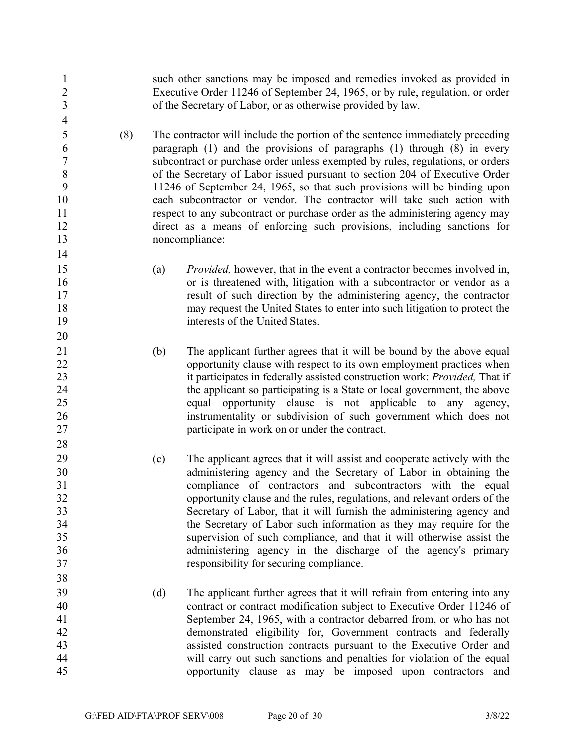such other sanctions may be imposed and remedies invoked as provided in Executive Order 11246 of September 24, 1965, or by rule, regulation, or order of the Secretary of Labor, or as otherwise provided by law.

(8) The contractor will include the portion of the sentence immediately preceding paragraph (1) and the provisions of paragraphs (1) through (8) in every subcontract or purchase order unless exempted by rules, regulations, or orders of the Secretary of Labor issued pursuant to section 204 of Executive Order 11246 of September 24, 1965, so that such provisions will be binding upon each subcontractor or vendor. The contractor will take such action with respect to any subcontract or purchase order as the administering agency may direct as a means of enforcing such provisions, including sanctions for noncompliance:

(a) *Provided,* however, that in the event a contractor becomes involved in, or is threatened with, litigation with a subcontractor or vendor as a result of such direction by the administering agency, the contractor may request the United States to enter into such litigation to protect the interests of the United States.

(b) The applicant further agrees that it will be bound by the above equal opportunity clause with respect to its own employment practices when it participates in federally assisted construction work: *Provided,* That if the applicant so participating is a State or local government, the above equal opportunity clause is not applicable to any agency, instrumentality or subdivision of such government which does not participate in work on or under the contract.

(c) The applicant agrees that it will assist and cooperate actively with the administering agency and the Secretary of Labor in obtaining the compliance of contractors and subcontractors with the equal opportunity clause and the rules, regulations, and relevant orders of the Secretary of Labor, that it will furnish the administering agency and the Secretary of Labor such information as they may require for the supervision of such compliance, and that it will otherwise assist the administering agency in the discharge of the agency's primary responsibility for securing compliance.

(d) The applicant further agrees that it will refrain from entering into any contract or contract modification subject to Executive Order 11246 of September 24, 1965, with a contractor debarred from, or who has not demonstrated eligibility for, Government contracts and federally assisted construction contracts pursuant to the Executive Order and will carry out such sanctions and penalties for violation of the equal opportunity clause as may be imposed upon contractors and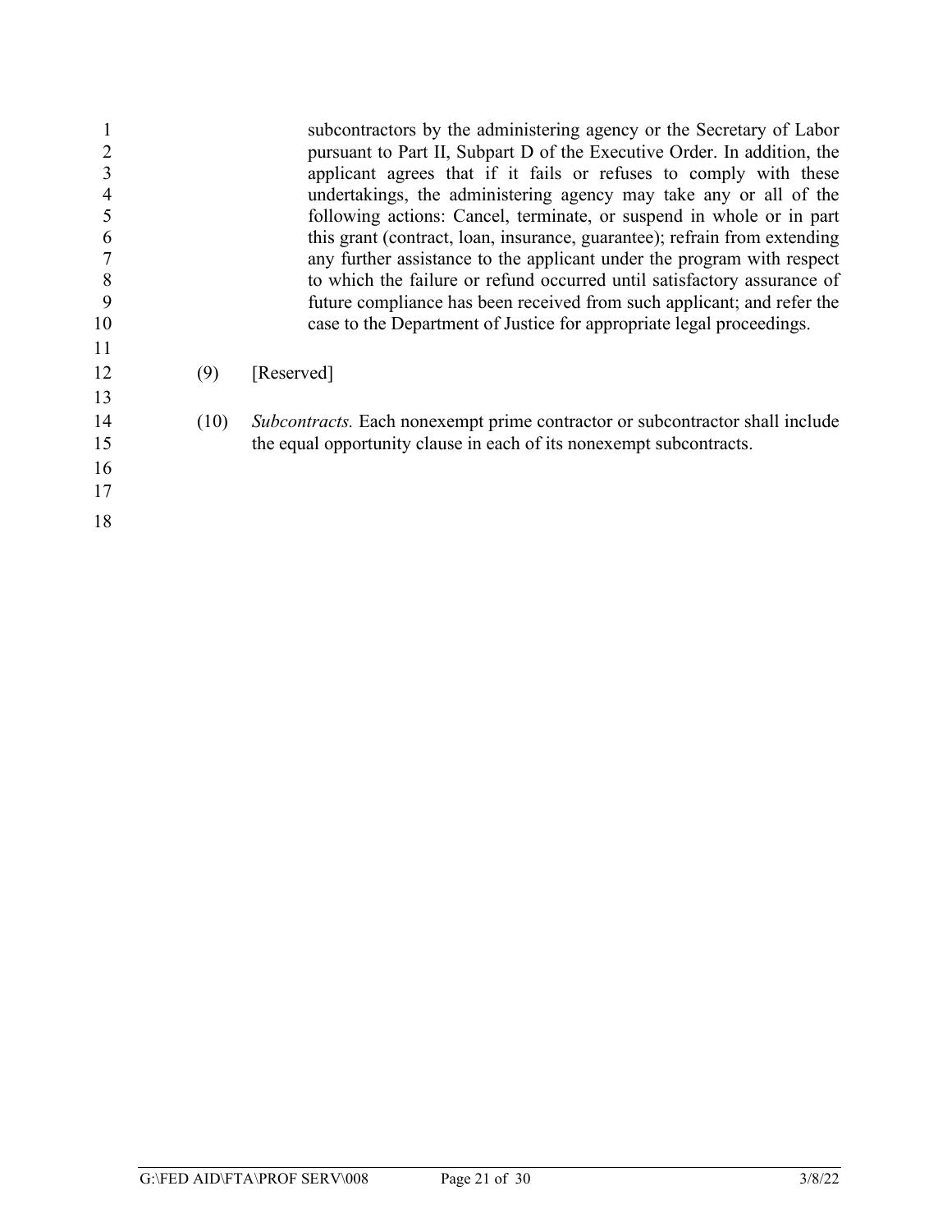subcontractors by the administering agency or the Secretary of Labor pursuant to Part II, Subpart D of the Executive Order. In addition, the applicant agrees that if it fails or refuses to comply with these undertakings, the administering agency may take any or all of the following actions: Cancel, terminate, or suspend in whole or in part this grant (contract, loan, insurance, guarantee); refrain from extending any further assistance to the applicant under the program with respect to which the failure or refund occurred until satisfactory assurance of future compliance has been received from such applicant; and refer the case to the Department of Justice for appropriate legal proceedings.

(9) [Reserved]

(10) *Subcontracts.* Each nonexempt prime contractor or subcontractor shall include the equal opportunity clause in each of its nonexempt subcontracts.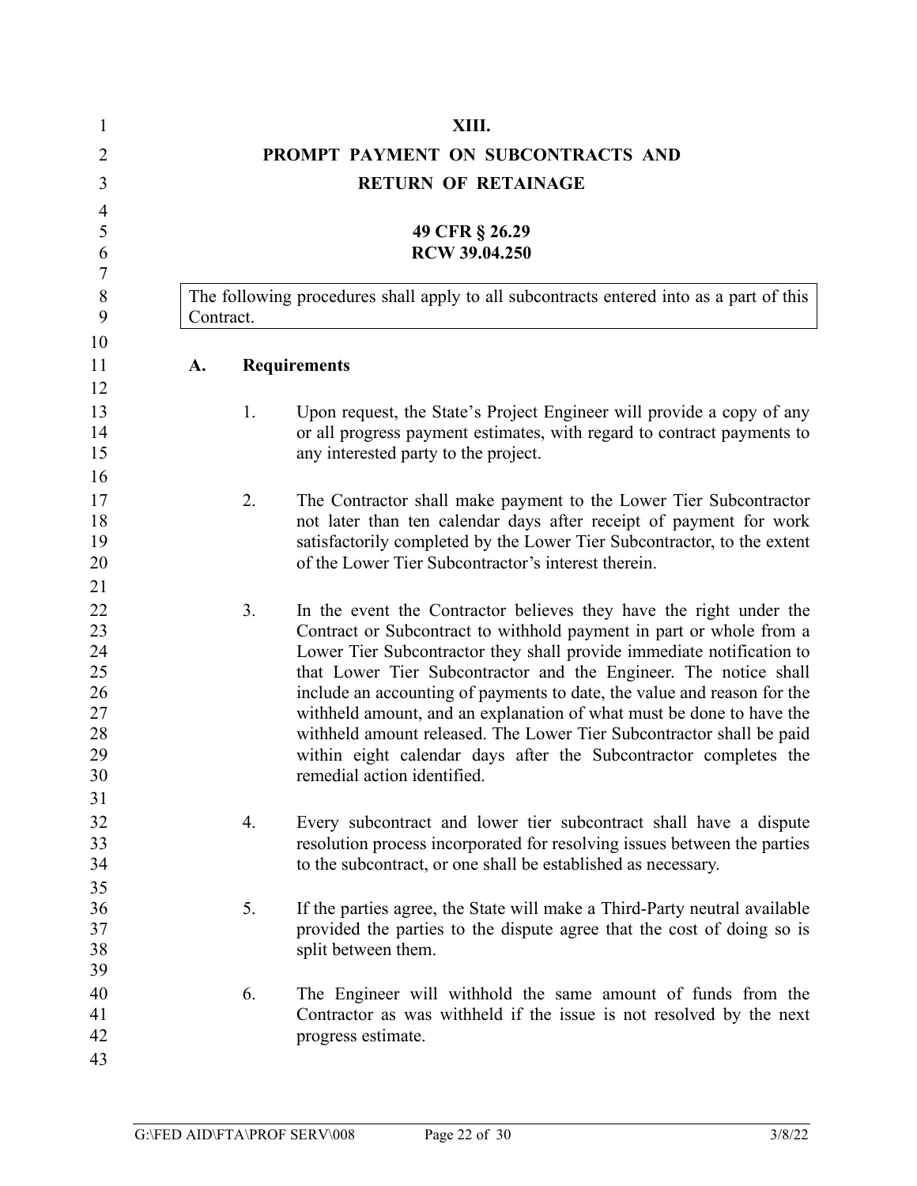# XIII.

# PROMPT PAYMENT ON SUBCONTRACTS AND RETURN OF RETAINAGE

**49 CFR § 26.29**
**RCW 39.04.250**

The following procedures shall apply to all subcontracts entered into as a part of this Contract.

## A. Requirements

1. Upon request, the State's Project Engineer will provide a copy of any or all progress payment estimates, with regard to contract payments to any interested party to the project.

2. The Contractor shall make payment to the Lower Tier Subcontractor not later than ten calendar days after receipt of payment for work satisfactorily completed by the Lower Tier Subcontractor, to the extent of the Lower Tier Subcontractor's interest therein.

3. In the event the Contractor believes they have the right under the Contract or Subcontract to withhold payment in part or whole from a Lower Tier Subcontractor they shall provide immediate notification to that Lower Tier Subcontractor and the Engineer. The notice shall include an accounting of payments to date, the value and reason for the withheld amount, and an explanation of what must be done to have the withheld amount released. The Lower Tier Subcontractor shall be paid within eight calendar days after the Subcontractor completes the remedial action identified.

4. Every subcontract and lower tier subcontract shall have a dispute resolution process incorporated for resolving issues between the parties to the subcontract, or one shall be established as necessary.

5. If the parties agree, the State will make a Third-Party neutral available provided the parties to the dispute agree that the cost of doing so is split between them.

6. The Engineer will withhold the same amount of funds from the Contractor as was withheld if the issue is not resolved by the next progress estimate.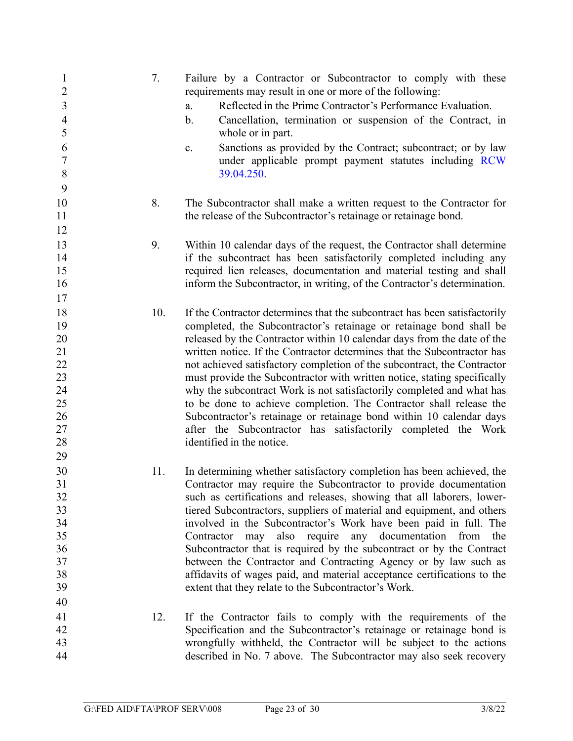7. Failure by a Contractor or Subcontractor to comply with these requirements may result in one or more of the following:

   a. Reflected in the Prime Contractor's Performance Evaluation.

   b. Cancellation, termination or suspension of the Contract, in whole or in part.

   c. Sanctions as provided by the Contract; subcontract; or by law under applicable prompt payment statutes including RCW 39.04.250.

8. The Subcontractor shall make a written request to the Contractor for the release of the Subcontractor's retainage or retainage bond.

9. Within 10 calendar days of the request, the Contractor shall determine if the subcontract has been satisfactorily completed including any required lien releases, documentation and material testing and shall inform the Subcontractor, in writing, of the Contractor's determination.

10. If the Contractor determines that the subcontract has been satisfactorily completed, the Subcontractor's retainage or retainage bond shall be released by the Contractor within 10 calendar days from the date of the written notice. If the Contractor determines that the Subcontractor has not achieved satisfactory completion of the subcontract, the Contractor must provide the Subcontractor with written notice, stating specifically why the subcontract Work is not satisfactorily completed and what has to be done to achieve completion. The Contractor shall release the Subcontractor's retainage or retainage bond within 10 calendar days after the Subcontractor has satisfactorily completed the Work identified in the notice.

11. In determining whether satisfactory completion has been achieved, the Contractor may require the Subcontractor to provide documentation such as certifications and releases, showing that all laborers, lower-tiered Subcontractors, suppliers of material and equipment, and others involved in the Subcontractor's Work have been paid in full. The Contractor may also require any documentation from the Subcontractor that is required by the subcontract or by the Contract between the Contractor and Contracting Agency or by law such as affidavits of wages paid, and material acceptance certifications to the extent that they relate to the Subcontractor's Work.

12. If the Contractor fails to comply with the requirements of the Specification and the Subcontractor's retainage or retainage bond is wrongfully withheld, the Contractor will be subject to the actions described in No. 7 above. The Subcontractor may also seek recovery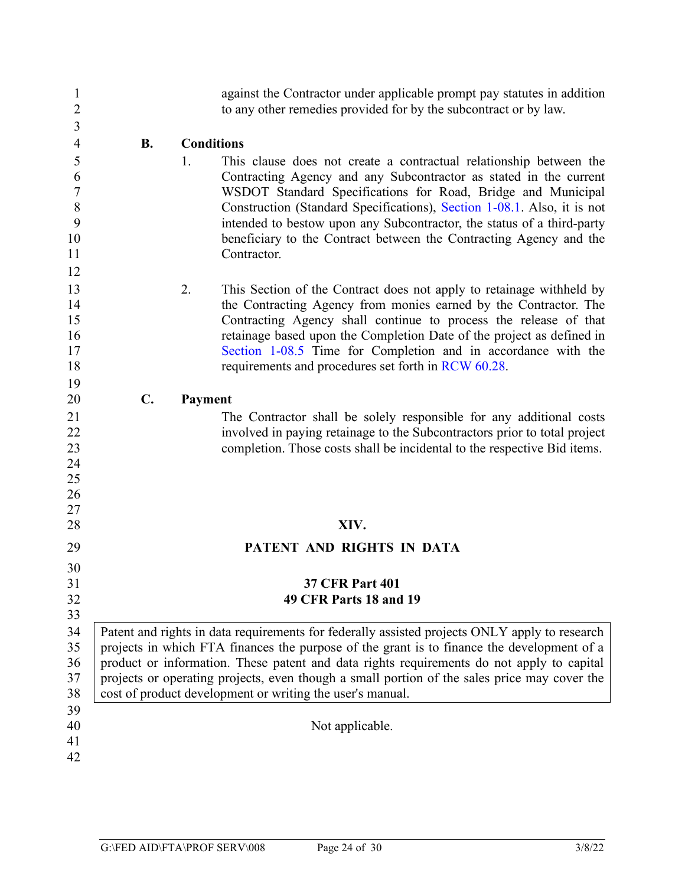against the Contractor under applicable prompt pay statutes in addition to any other remedies provided for by the subcontract or by law.

**B. Conditions**

1. This clause does not create a contractual relationship between the Contracting Agency and any Subcontractor as stated in the current WSDOT Standard Specifications for Road, Bridge and Municipal Construction (Standard Specifications), Section 1-08.1. Also, it is not intended to bestow upon any Subcontractor, the status of a third-party beneficiary to the Contract between the Contracting Agency and the Contractor.

2. This Section of the Contract does not apply to retainage withheld by the Contracting Agency from monies earned by the Contractor. The Contracting Agency shall continue to process the release of that retainage based upon the Completion Date of the project as defined in Section 1-08.5 Time for Completion and in accordance with the requirements and procedures set forth in RCW 60.28.

**C. Payment**

The Contractor shall be solely responsible for any additional costs involved in paying retainage to the Subcontractors prior to total project completion. Those costs shall be incidental to the respective Bid items.

## XIV.

## PATENT AND RIGHTS IN DATA

**37 CFR Part 401**
**49 CFR Parts 18 and 19**

Patent and rights in data requirements for federally assisted projects ONLY apply to research projects in which FTA finances the purpose of the grant is to finance the development of a product or information. These patent and data rights requirements do not apply to capital projects or operating projects, even though a small portion of the sales price may cover the cost of product development or writing the user's manual.

Not applicable.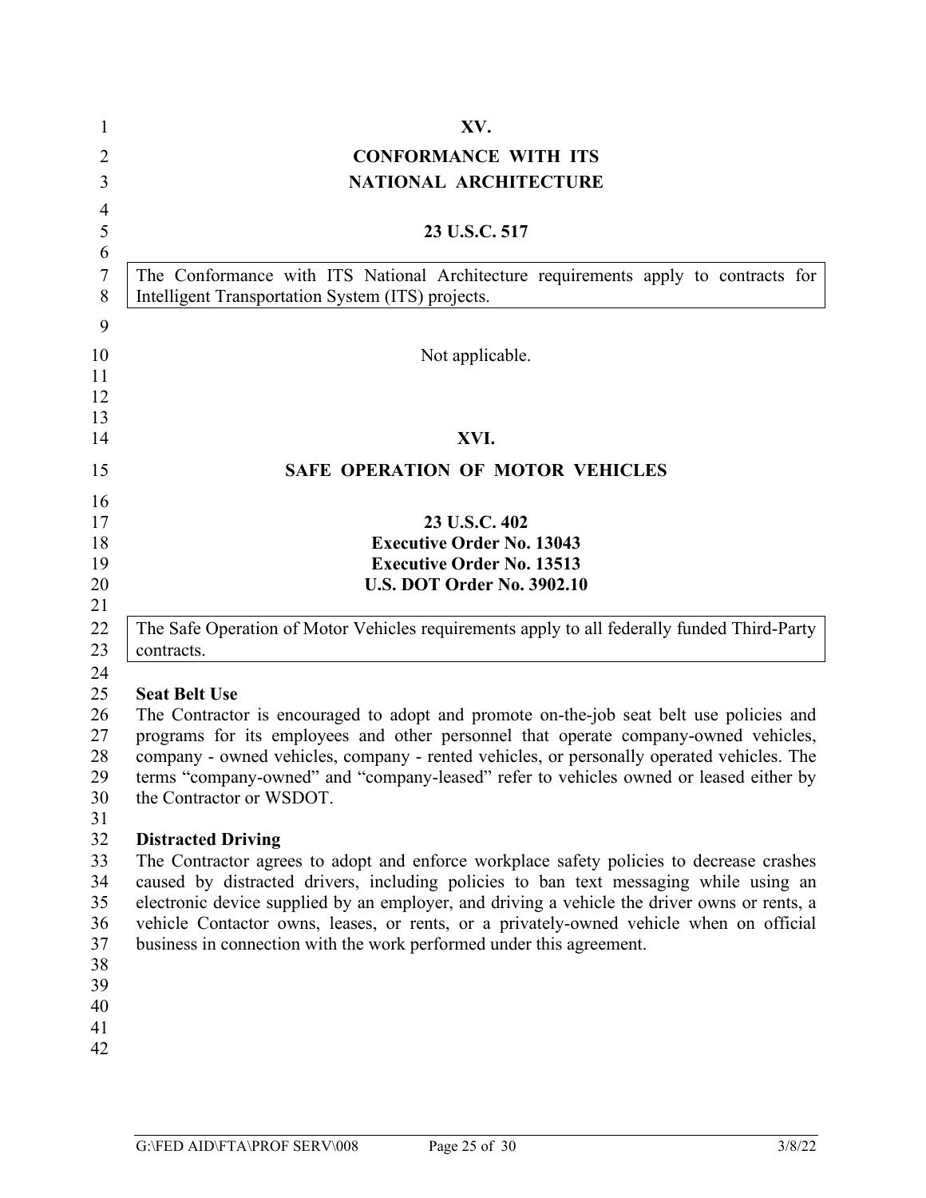# XV.

## CONFORMANCE WITH ITS NATIONAL ARCHITECTURE

**23 U.S.C. 517**

The Conformance with ITS National Architecture requirements apply to contracts for Intelligent Transportation System (ITS) projects.

Not applicable.

# XVI.

## SAFE OPERATION OF MOTOR VEHICLES

**23 U.S.C. 402**
**Executive Order No. 13043**
**Executive Order No. 13513**
**U.S. DOT Order No. 3902.10**

The Safe Operation of Motor Vehicles requirements apply to all federally funded Third-Party contracts.

**Seat Belt Use**

The Contractor is encouraged to adopt and promote on-the-job seat belt use policies and programs for its employees and other personnel that operate company-owned vehicles, company - owned vehicles, company - rented vehicles, or personally operated vehicles. The terms "company-owned" and "company-leased" refer to vehicles owned or leased either by the Contractor or WSDOT.

**Distracted Driving**

The Contractor agrees to adopt and enforce workplace safety policies to decrease crashes caused by distracted drivers, including policies to ban text messaging while using an electronic device supplied by an employer, and driving a vehicle the driver owns or rents, a vehicle Contactor owns, leases, or rents, or a privately-owned vehicle when on official business in connection with the work performed under this agreement.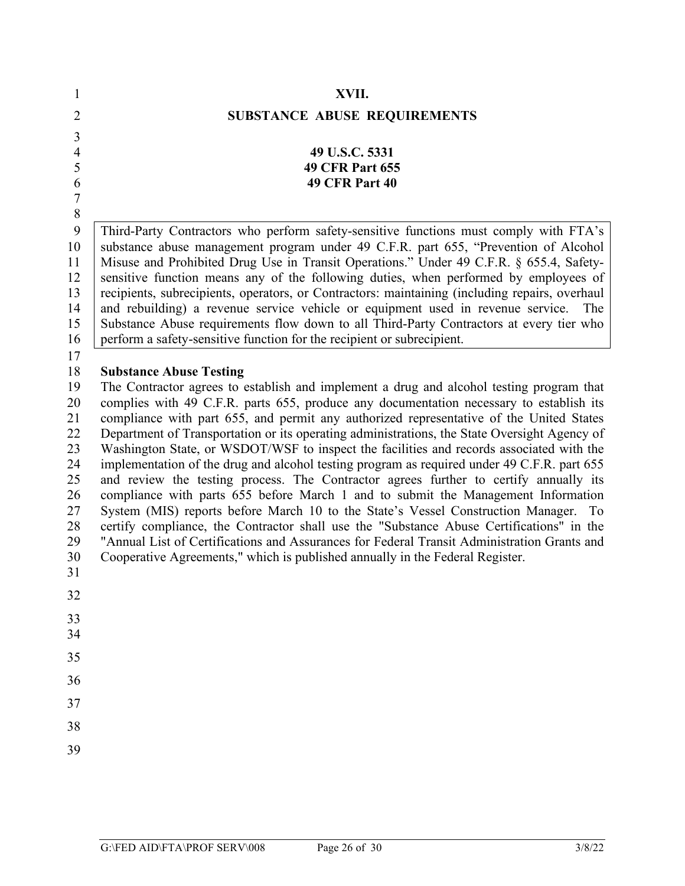# XVII.

# SUBSTANCE ABUSE REQUIREMENTS

**49 U.S.C. 5331**
**49 CFR Part 655**
**49 CFR Part 40**

> Third-Party Contractors who perform safety-sensitive functions must comply with FTA's substance abuse management program under 49 C.F.R. part 655, "Prevention of Alcohol Misuse and Prohibited Drug Use in Transit Operations." Under 49 C.F.R. § 655.4, Safety-sensitive function means any of the following duties, when performed by employees of recipients, subrecipients, operators, or Contractors: maintaining (including repairs, overhaul and rebuilding) a revenue service vehicle or equipment used in revenue service. The Substance Abuse requirements flow down to all Third-Party Contractors at every tier who perform a safety-sensitive function for the recipient or subrecipient.

**Substance Abuse Testing**

The Contractor agrees to establish and implement a drug and alcohol testing program that complies with 49 C.F.R. parts 655, produce any documentation necessary to establish its compliance with part 655, and permit any authorized representative of the United States Department of Transportation or its operating administrations, the State Oversight Agency of Washington State, or WSDOT/WSF to inspect the facilities and records associated with the implementation of the drug and alcohol testing program as required under 49 C.F.R. part 655 and review the testing process. The Contractor agrees further to certify annually its compliance with parts 655 before March 1 and to submit the Management Information System (MIS) reports before March 10 to the State's Vessel Construction Manager. To certify compliance, the Contractor shall use the "Substance Abuse Certifications" in the "Annual List of Certifications and Assurances for Federal Transit Administration Grants and Cooperative Agreements," which is published annually in the Federal Register.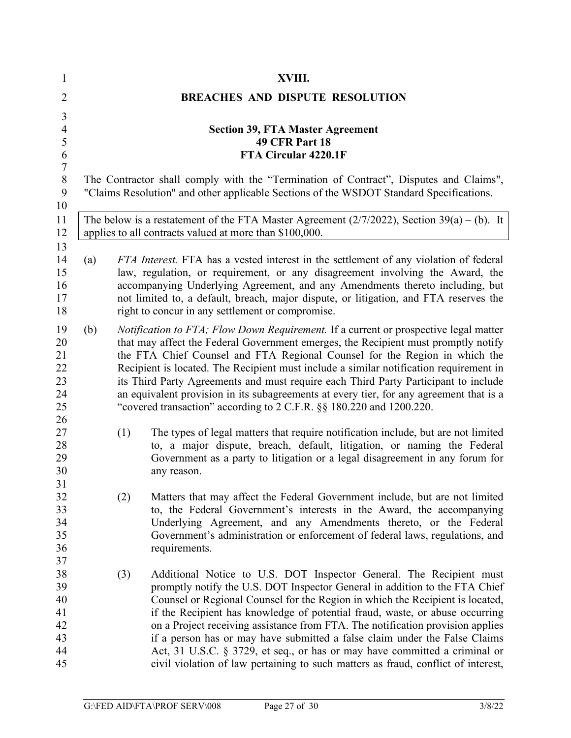# XVIII.

# BREACHES AND DISPUTE RESOLUTION

**Section 39, FTA Master Agreement**
**49 CFR Part 18**
**FTA Circular 4220.1F**

The Contractor shall comply with the "Termination of Contract", Disputes and Claims", "Claims Resolution" and other applicable Sections of the WSDOT Standard Specifications.

| The below is a restatement of the FTA Master Agreement (2/7/2022), Section 39(a) – (b). It applies to all contracts valued at more than $100,000. |
|---|

(a) *FTA Interest.* FTA has a vested interest in the settlement of any violation of federal law, regulation, or requirement, or any disagreement involving the Award, the accompanying Underlying Agreement, and any Amendments thereto including, but not limited to, a default, breach, major dispute, or litigation, and FTA reserves the right to concur in any settlement or compromise.

(b) *Notification to FTA; Flow Down Requirement.* If a current or prospective legal matter that may affect the Federal Government emerges, the Recipient must promptly notify the FTA Chief Counsel and FTA Regional Counsel for the Region in which the Recipient is located. The Recipient must include a similar notification requirement in its Third Party Agreements and must require each Third Party Participant to include an equivalent provision in its subagreements at every tier, for any agreement that is a "covered transaction" according to 2 C.F.R. §§ 180.220 and 1200.220.

(1) The types of legal matters that require notification include, but are not limited to, a major dispute, breach, default, litigation, or naming the Federal Government as a party to litigation or a legal disagreement in any forum for any reason.

(2) Matters that may affect the Federal Government include, but are not limited to, the Federal Government's interests in the Award, the accompanying Underlying Agreement, and any Amendments thereto, or the Federal Government's administration or enforcement of federal laws, regulations, and requirements.

(3) Additional Notice to U.S. DOT Inspector General. The Recipient must promptly notify the U.S. DOT Inspector General in addition to the FTA Chief Counsel or Regional Counsel for the Region in which the Recipient is located, if the Recipient has knowledge of potential fraud, waste, or abuse occurring on a Project receiving assistance from FTA. The notification provision applies if a person has or may have submitted a false claim under the False Claims Act, 31 U.S.C. § 3729, et seq., or has or may have committed a criminal or civil violation of law pertaining to such matters as fraud, conflict of interest,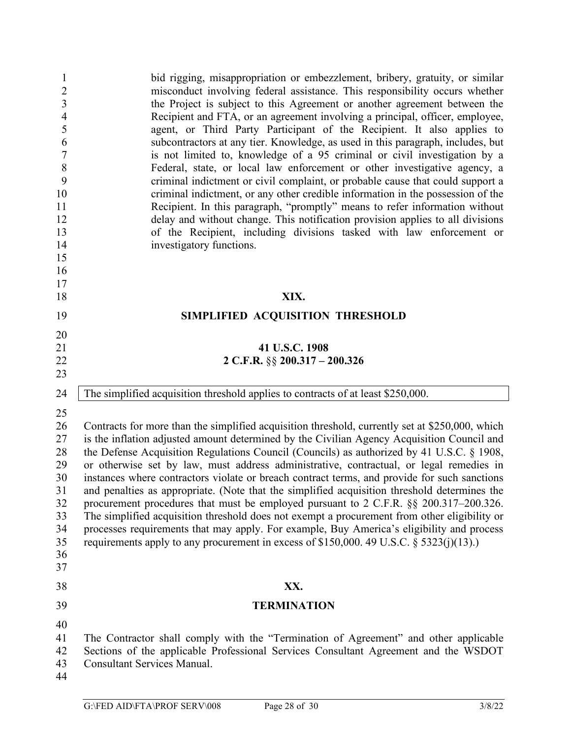bid rigging, misappropriation or embezzlement, bribery, gratuity, or similar misconduct involving federal assistance. This responsibility occurs whether the Project is subject to this Agreement or another agreement between the Recipient and FTA, or an agreement involving a principal, officer, employee, agent, or Third Party Participant of the Recipient. It also applies to subcontractors at any tier. Knowledge, as used in this paragraph, includes, but is not limited to, knowledge of a 95 criminal or civil investigation by a Federal, state, or local law enforcement or other investigative agency, a criminal indictment or civil complaint, or probable cause that could support a criminal indictment, or any other credible information in the possession of the Recipient. In this paragraph, "promptly" means to refer information without delay and without change. This notification provision applies to all divisions of the Recipient, including divisions tasked with law enforcement or investigatory functions.

## XIX.

## SIMPLIFIED ACQUISITION THRESHOLD

**41 U.S.C. 1908**
**2 C.F.R. §§ 200.317 – 200.326**

| The simplified acquisition threshold applies to contracts of at least $250,000. |
|---|

Contracts for more than the simplified acquisition threshold, currently set at $250,000, which is the inflation adjusted amount determined by the Civilian Agency Acquisition Council and the Defense Acquisition Regulations Council (Councils) as authorized by 41 U.S.C. § 1908, or otherwise set by law, must address administrative, contractual, or legal remedies in instances where contractors violate or breach contract terms, and provide for such sanctions and penalties as appropriate. (Note that the simplified acquisition threshold determines the procurement procedures that must be employed pursuant to 2 C.F.R. §§ 200.317–200.326. The simplified acquisition threshold does not exempt a procurement from other eligibility or processes requirements that may apply. For example, Buy America's eligibility and process requirements apply to any procurement in excess of $150,000. 49 U.S.C. § 5323(j)(13).)

## XX.

## TERMINATION

The Contractor shall comply with the "Termination of Agreement" and other applicable Sections of the applicable Professional Services Consultant Agreement and the WSDOT Consultant Services Manual.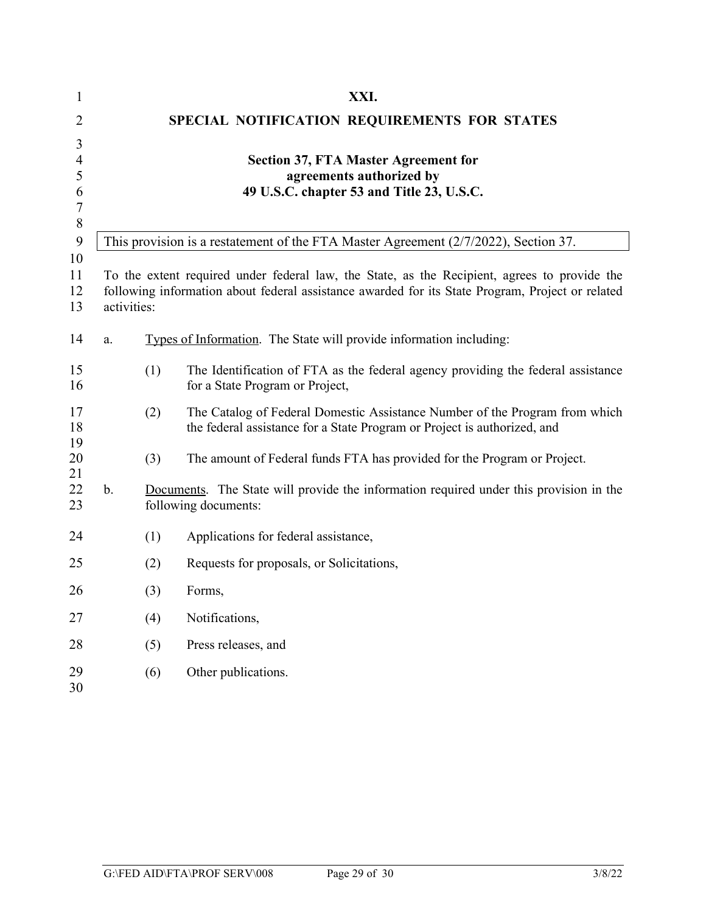# XXI.

## SPECIAL NOTIFICATION REQUIREMENTS FOR STATES

### Section 37, FTA Master Agreement for agreements authorized by 49 U.S.C. chapter 53 and Title 23, U.S.C.

This provision is a restatement of the FTA Master Agreement (2/7/2022), Section 37.

To the extent required under federal law, the State, as the Recipient, agrees to provide the following information about federal assistance awarded for its State Program, Project or related activities:

a. Types of Information. The State will provide information including:

   (1) The Identification of FTA as the federal agency providing the federal assistance for a State Program or Project,

   (2) The Catalog of Federal Domestic Assistance Number of the Program from which the federal assistance for a State Program or Project is authorized, and

   (3) The amount of Federal funds FTA has provided for the Program or Project.

b. Documents. The State will provide the information required under this provision in the following documents:

   (1) Applications for federal assistance,

   (2) Requests for proposals, or Solicitations,

   (3) Forms,

   (4) Notifications,

   (5) Press releases, and

   (6) Other publications.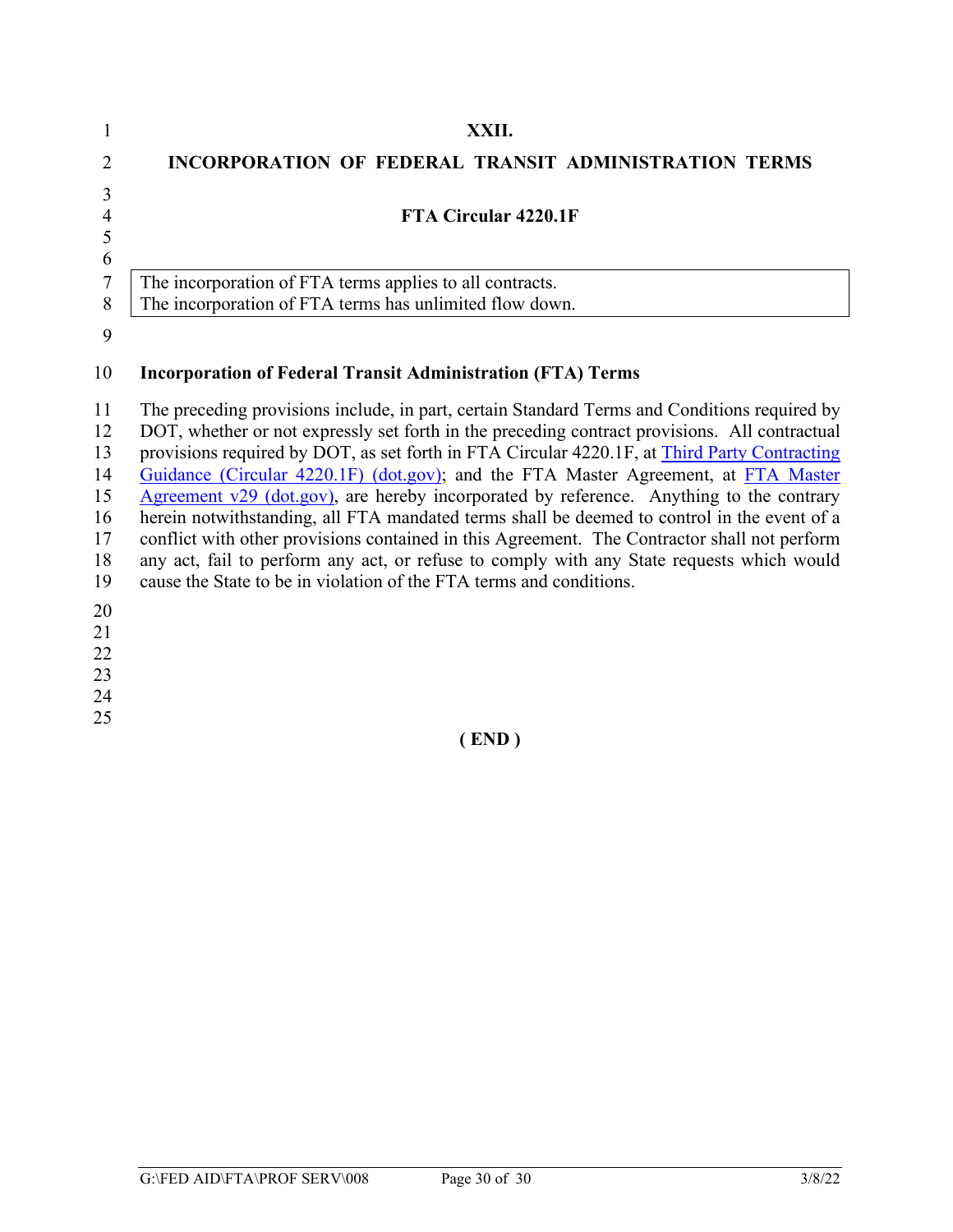# XXII.

# INCORPORATION OF FEDERAL TRANSIT ADMINISTRATION TERMS

## FTA Circular 4220.1F

| |
|---|
| The incorporation of FTA terms applies to all contracts.<br>The incorporation of FTA terms has unlimited flow down. |

**Incorporation of Federal Transit Administration (FTA) Terms**

The preceding provisions include, in part, certain Standard Terms and Conditions required by DOT, whether or not expressly set forth in the preceding contract provisions. All contractual provisions required by DOT, as set forth in FTA Circular 4220.1F, at [Third Party Contracting Guidance (Circular 4220.1F) (dot.gov)](); and the FTA Master Agreement, at [FTA Master Agreement v29 (dot.gov)](), are hereby incorporated by reference. Anything to the contrary herein notwithstanding, all FTA mandated terms shall be deemed to control in the event of a conflict with other provisions contained in this Agreement. The Contractor shall not perform any act, fail to perform any act, or refuse to comply with any State requests which would cause the State to be in violation of the FTA terms and conditions.

**( END )**